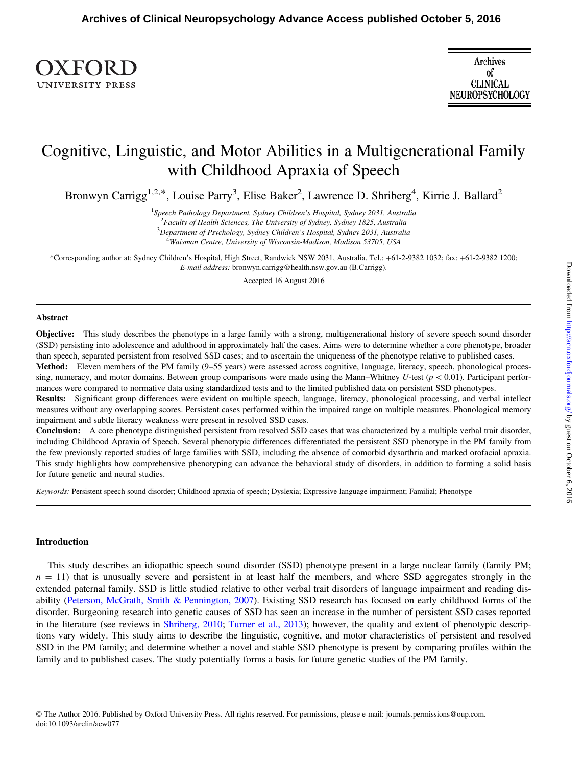# Cognitive, Linguistic, and Motor Abilities in a Multigenerational Family with Childhood Apraxia of Speech

Bronwyn Carrigg[1,2,*], Louise Parry[3], Elise Baker[2], Lawrence D. Shriberg[4], Kirrie J. Ballard[2]

[1]*Speech Pathology Department, Sydney Children's Hospital, Sydney 2031, Australia*
[2]*Faculty of Health Sciences, The University of Sydney, Sydney 1825, Australia*
[3]*Department of Psychology, Sydney Children's Hospital, Sydney 2031, Australia*
[4]*Waisman Centre, University of Wisconsin-Madison, Madison 53705, USA*

*Corresponding author at: Sydney Children's Hospital, High Street, Randwick NSW 2031, Australia. Tel.: +61-2-9382 1032; fax: +61-2-9382 1200; *E-mail address:* bronwyn.carrigg@health.nsw.gov.au (B.Carrigg).

Accepted 16 August 2016

## Abstract

**Objective:** This study describes the phenotype in a large family with a strong, multigenerational history of severe speech sound disorder (SSD) persisting into adolescence and adulthood in approximately half the cases. Aims were to determine whether a core phenotype, broader than speech, separated persistent from resolved SSD cases; and to ascertain the uniqueness of the phenotype relative to published cases.

**Method:** Eleven members of the PM family (9–55 years) were assessed across cognitive, language, literacy, speech, phonological processing, numeracy, and motor domains. Between group comparisons were made using the Mann–Whitney *U*-test ($p < 0.01$). Participant performances were compared to normative data using standardized tests and to the limited published data on persistent SSD phenotypes.

**Results:** Significant group differences were evident on multiple speech, language, literacy, phonological processing, and verbal intellect measures without any overlapping scores. Persistent cases performed within the impaired range on multiple measures. Phonological memory impairment and subtle literacy weakness were present in resolved SSD cases.

**Conclusion:** A core phenotype distinguished persistent from resolved SSD cases that was characterized by a multiple verbal trait disorder, including Childhood Apraxia of Speech. Several phenotypic differences differentiated the persistent SSD phenotype in the PM family from the few previously reported studies of large families with SSD, including the absence of comorbid dysarthria and marked orofacial apraxia. This study highlights how comprehensive phenotyping can advance the behavioral study of disorders, in addition to forming a solid basis for future genetic and neural studies.

*Keywords:* Persistent speech sound disorder; Childhood apraxia of speech; Dyslexia; Expressive language impairment; Familial; Phenotype

## Introduction

This study describes an idiopathic speech sound disorder (SSD) phenotype present in a large nuclear family (family PM; $n = 11$) that is unusually severe and persistent in at least half the members, and where SSD aggregates strongly in the extended paternal family. SSD is little studied relative to other verbal trait disorders of language impairment and reading disability (Peterson, McGrath, Smith & Pennington, 2007). Existing SSD research has focused on early childhood forms of the disorder. Burgeoning research into genetic causes of SSD has seen an increase in the number of persistent SSD cases reported in the literature (see reviews in Shriberg, 2010; Turner et al., 2013); however, the quality and extent of phenotypic descriptions vary widely. This study aims to describe the linguistic, cognitive, and motor characteristics of persistent and resolved SSD in the PM family; and determine whether a novel and stable SSD phenotype is present by comparing profiles within the family and to published cases. The study potentially forms a basis for future genetic studies of the PM family.

© The Author 2016. Published by Oxford University Press. All rights reserved. For permissions, please e-mail: journals.permissions@oup.com.
doi:10.1093/arclin/acw077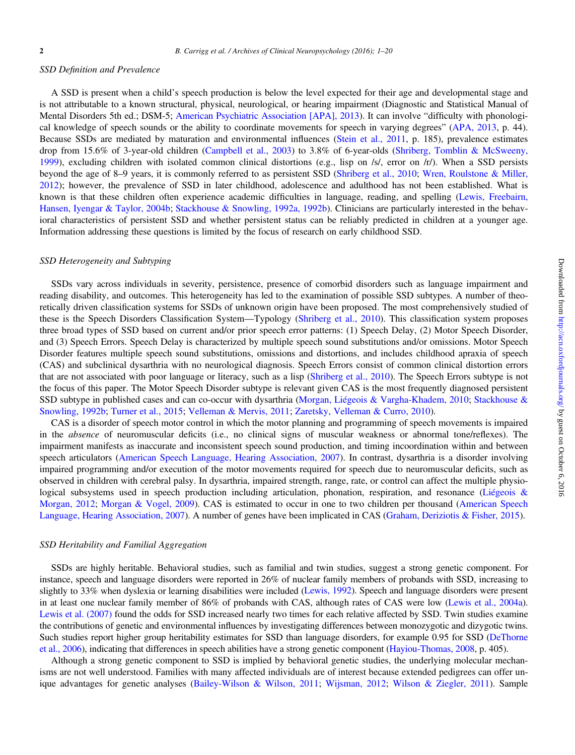### SSD Definition and Prevalence

A SSD is present when a child's speech production is below the level expected for their age and developmental stage and is not attributable to a known structural, physical, neurological, or hearing impairment (Diagnostic and Statistical Manual of Mental Disorders 5th ed.; DSM-5; American Psychiatric Association [APA], 2013). It can involve "difficulty with phonological knowledge of speech sounds or the ability to coordinate movements for speech in varying degrees" (APA, 2013, p. 44). Because SSDs are mediated by maturation and environmental influences (Stein et al., 2011, p. 185), prevalence estimates drop from 15.6% of 3-year-old children (Campbell et al., 2003) to 3.8% of 6-year-olds (Shriberg, Tomblin & McSweeny, 1999), excluding children with isolated common clinical distortions (e.g., lisp on /s/, error on /r/). When a SSD persists beyond the age of 8–9 years, it is commonly referred to as persistent SSD (Shriberg et al., 2010; Wren, Roulstone & Miller, 2012); however, the prevalence of SSD in later childhood, adolescence and adulthood has not been established. What is known is that these children often experience academic difficulties in language, reading, and spelling (Lewis, Freebairn, Hansen, Iyengar & Taylor, 2004b; Stackhouse & Snowling, 1992a, 1992b). Clinicians are particularly interested in the behavioral characteristics of persistent SSD and whether persistent status can be reliably predicted in children at a younger age. Information addressing these questions is limited by the focus of research on early childhood SSD.

### SSD Heterogeneity and Subtyping

SSDs vary across individuals in severity, persistence, presence of comorbid disorders such as language impairment and reading disability, and outcomes. This heterogeneity has led to the examination of possible SSD subtypes. A number of theoretically driven classification systems for SSDs of unknown origin have been proposed. The most comprehensively studied of these is the Speech Disorders Classification System—Typology (Shriberg et al., 2010). This classification system proposes three broad types of SSD based on current and/or prior speech error patterns: (1) Speech Delay, (2) Motor Speech Disorder, and (3) Speech Errors. Speech Delay is characterized by multiple speech sound substitutions and/or omissions. Motor Speech Disorder features multiple speech sound substitutions, omissions and distortions, and includes childhood apraxia of speech (CAS) and subclinical dysarthria with no neurological diagnosis. Speech Errors consist of common clinical distortion errors that are not associated with poor language or literacy, such as a lisp (Shriberg et al., 2010). The Speech Errors subtype is not the focus of this paper. The Motor Speech Disorder subtype is relevant given CAS is the most frequently diagnosed persistent SSD subtype in published cases and can co-occur with dysarthria (Morgan, Liégeois & Vargha-Khadem, 2010; Stackhouse & Snowling, 1992b; Turner et al., 2015; Velleman & Mervis, 2011; Zaretsky, Velleman & Curro, 2010).

CAS is a disorder of speech motor control in which the motor planning and programming of speech movements is impaired in the *absence* of neuromuscular deficits (i.e., no clinical signs of muscular weakness or abnormal tone/reflexes). The impairment manifests as inaccurate and inconsistent speech sound production, and timing incoordination within and between speech articulators (American Speech Language, Hearing Association, 2007). In contrast, dysarthria is a disorder involving impaired programming and/or execution of the motor movements required for speech due to neuromuscular deficits, such as observed in children with cerebral palsy. In dysarthria, impaired strength, range, rate, or control can affect the multiple physiological subsystems used in speech production including articulation, phonation, respiration, and resonance (Liégeois & Morgan, 2012; Morgan & Vogel, 2009). CAS is estimated to occur in one to two children per thousand (American Speech Language, Hearing Association, 2007). A number of genes have been implicated in CAS (Graham, Deriziotis & Fisher, 2015).

### SSD Heritability and Familial Aggregation

SSDs are highly heritable. Behavioral studies, such as familial and twin studies, suggest a strong genetic component. For instance, speech and language disorders were reported in 26% of nuclear family members of probands with SSD, increasing to slightly to 33% when dyslexia or learning disabilities were included (Lewis, 1992). Speech and language disorders were present in at least one nuclear family member of 86% of probands with CAS, although rates of CAS were low (Lewis et al., 2004a). Lewis et al. (2007) found the odds for SSD increased nearly two times for each relative affected by SSD. Twin studies examine the contributions of genetic and environmental influences by investigating differences between monozygotic and dizygotic twins. Such studies report higher group heritability estimates for SSD than language disorders, for example 0.95 for SSD (DeThorne et al., 2006), indicating that differences in speech abilities have a strong genetic component (Hayiou-Thomas, 2008, p. 405).

Although a strong genetic component to SSD is implied by behavioral genetic studies, the underlying molecular mechanisms are not well understood. Families with many affected individuals are of interest because extended pedigrees can offer unique advantages for genetic analyses (Bailey-Wilson & Wilson, 2011; Wijsman, 2012; Wilson & Ziegler, 2011). Sample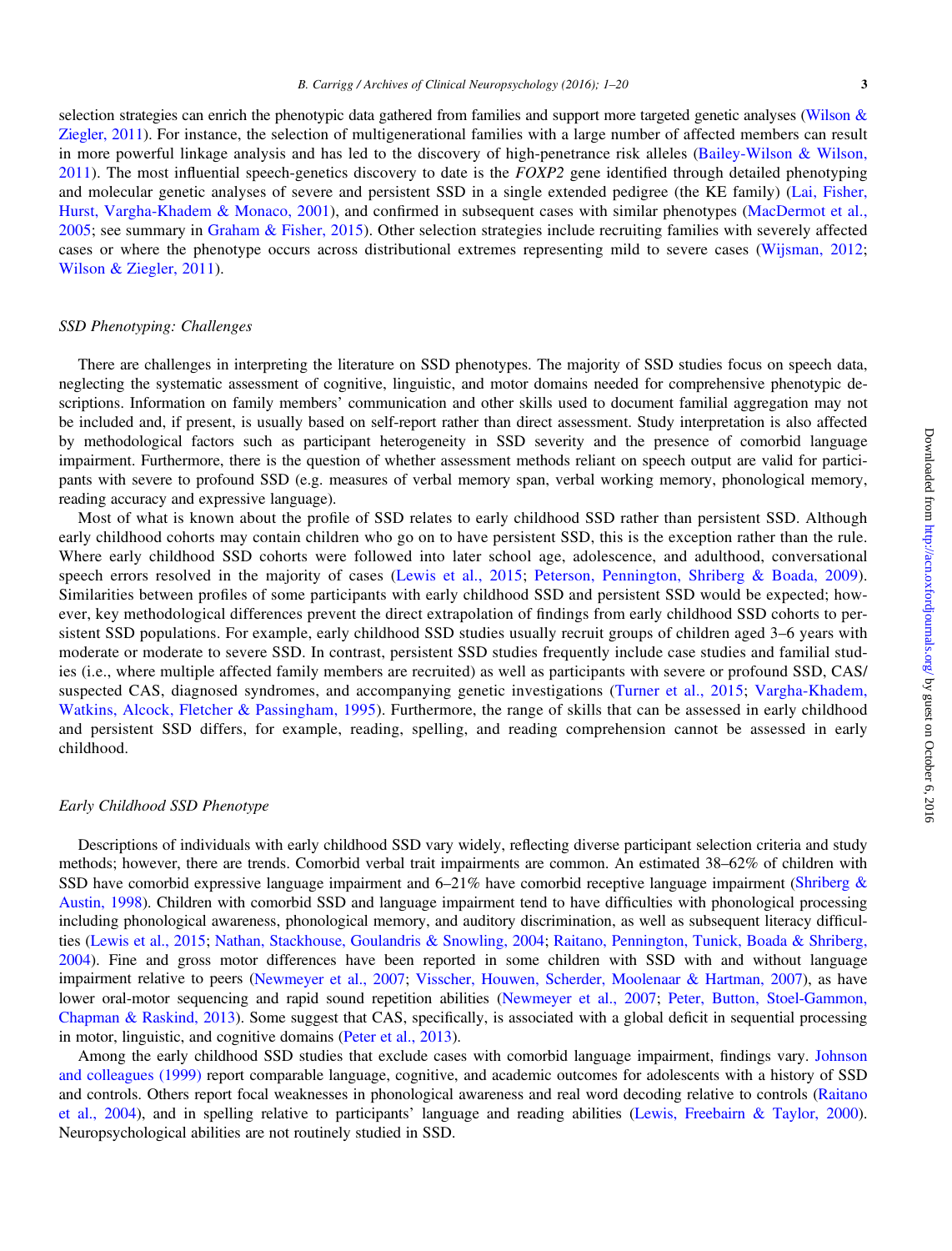selection strategies can enrich the phenotypic data gathered from families and support more targeted genetic analyses (Wilson & Ziegler, 2011). For instance, the selection of multigenerational families with a large number of affected members can result in more powerful linkage analysis and has led to the discovery of high-penetrance risk alleles (Bailey-Wilson & Wilson, 2011). The most influential speech-genetics discovery to date is the *FOXP2* gene identified through detailed phenotyping and molecular genetic analyses of severe and persistent SSD in a single extended pedigree (the KE family) (Lai, Fisher, Hurst, Vargha-Khadem & Monaco, 2001), and confirmed in subsequent cases with similar phenotypes (MacDermot et al., 2005; see summary in Graham & Fisher, 2015). Other selection strategies include recruiting families with severely affected cases or where the phenotype occurs across distributional extremes representing mild to severe cases (Wijsman, 2012; Wilson & Ziegler, 2011).

### *SSD Phenotyping: Challenges*

There are challenges in interpreting the literature on SSD phenotypes. The majority of SSD studies focus on speech data, neglecting the systematic assessment of cognitive, linguistic, and motor domains needed for comprehensive phenotypic descriptions. Information on family members' communication and other skills used to document familial aggregation may not be included and, if present, is usually based on self-report rather than direct assessment. Study interpretation is also affected by methodological factors such as participant heterogeneity in SSD severity and the presence of comorbid language impairment. Furthermore, there is the question of whether assessment methods reliant on speech output are valid for participants with severe to profound SSD (e.g. measures of verbal memory span, verbal working memory, phonological memory, reading accuracy and expressive language).

Most of what is known about the profile of SSD relates to early childhood SSD rather than persistent SSD. Although early childhood cohorts may contain children who go on to have persistent SSD, this is the exception rather than the rule. Where early childhood SSD cohorts were followed into later school age, adolescence, and adulthood, conversational speech errors resolved in the majority of cases (Lewis et al., 2015; Peterson, Pennington, Shriberg & Boada, 2009). Similarities between profiles of some participants with early childhood SSD and persistent SSD would be expected; however, key methodological differences prevent the direct extrapolation of findings from early childhood SSD cohorts to persistent SSD populations. For example, early childhood SSD studies usually recruit groups of children aged 3–6 years with moderate or moderate to severe SSD. In contrast, persistent SSD studies frequently include case studies and familial studies (i.e., where multiple affected family members are recruited) as well as participants with severe or profound SSD, CAS/suspected CAS, diagnosed syndromes, and accompanying genetic investigations (Turner et al., 2015; Vargha-Khadem, Watkins, Alcock, Fletcher & Passingham, 1995). Furthermore, the range of skills that can be assessed in early childhood and persistent SSD differs, for example, reading, spelling, and reading comprehension cannot be assessed in early childhood.

### *Early Childhood SSD Phenotype*

Descriptions of individuals with early childhood SSD vary widely, reflecting diverse participant selection criteria and study methods; however, there are trends. Comorbid verbal trait impairments are common. An estimated 38–62% of children with SSD have comorbid expressive language impairment and 6–21% have comorbid receptive language impairment (Shriberg & Austin, 1998). Children with comorbid SSD and language impairment tend to have difficulties with phonological processing including phonological awareness, phonological memory, and auditory discrimination, as well as subsequent literacy difficulties (Lewis et al., 2015; Nathan, Stackhouse, Goulandris & Snowling, 2004; Raitano, Pennington, Tunick, Boada & Shriberg, 2004). Fine and gross motor differences have been reported in some children with SSD with and without language impairment relative to peers (Newmeyer et al., 2007; Visscher, Houwen, Scherder, Moolenaar & Hartman, 2007), as have lower oral-motor sequencing and rapid sound repetition abilities (Newmeyer et al., 2007; Peter, Button, Stoel-Gammon, Chapman & Raskind, 2013). Some suggest that CAS, specifically, is associated with a global deficit in sequential processing in motor, linguistic, and cognitive domains (Peter et al., 2013).

Among the early childhood SSD studies that exclude cases with comorbid language impairment, findings vary. Johnson and colleagues (1999) report comparable language, cognitive, and academic outcomes for adolescents with a history of SSD and controls. Others report focal weaknesses in phonological awareness and real word decoding relative to controls (Raitano et al., 2004), and in spelling relative to participants' language and reading abilities (Lewis, Freebairn & Taylor, 2000). Neuropsychological abilities are not routinely studied in SSD.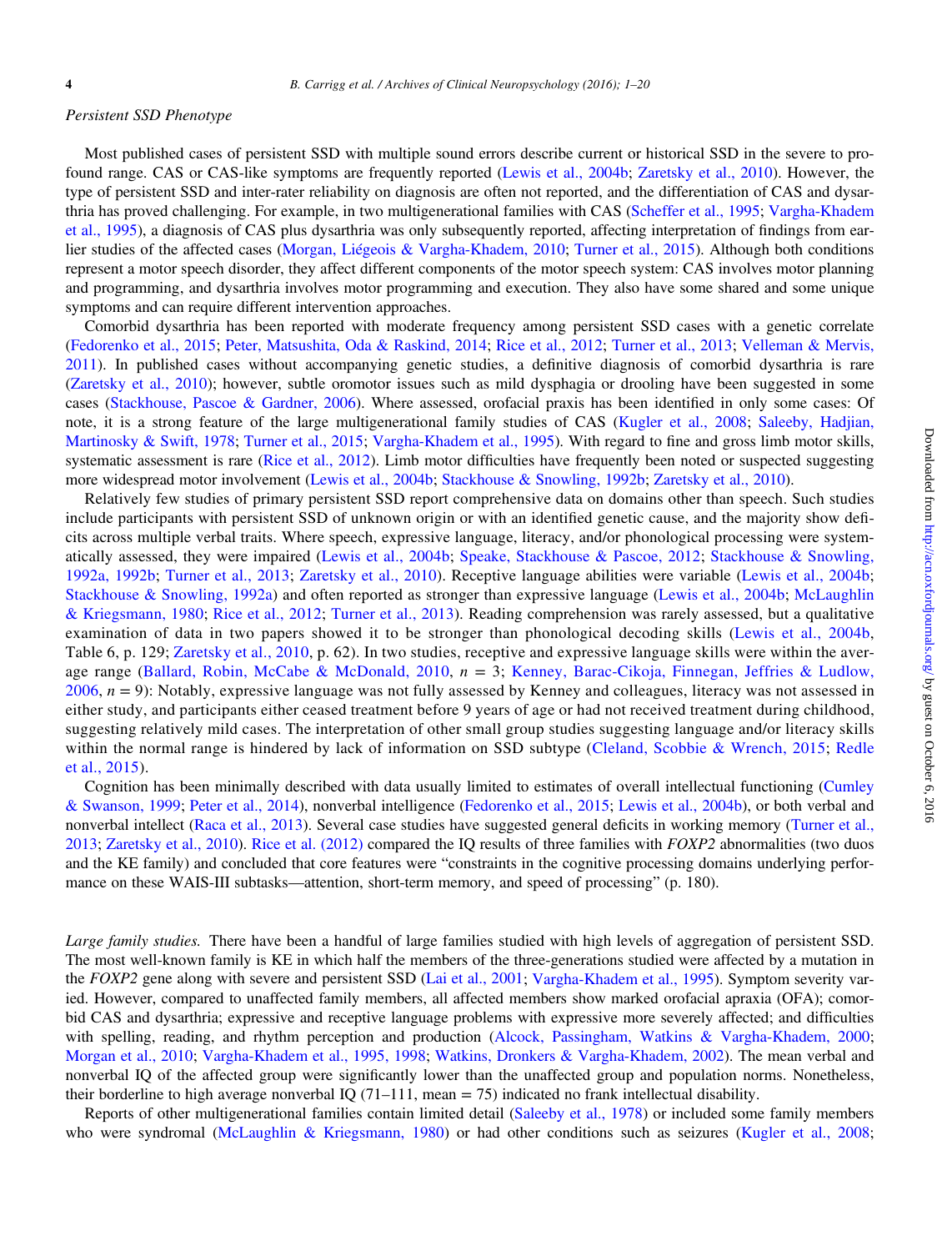*Persistent SSD Phenotype*

Most published cases of persistent SSD with multiple sound errors describe current or historical SSD in the severe to profound range. CAS or CAS-like symptoms are frequently reported (Lewis et al., 2004b; Zaretsky et al., 2010). However, the type of persistent SSD and inter-rater reliability on diagnosis are often not reported, and the differentiation of CAS and dysarthria has proved challenging. For example, in two multigenerational families with CAS (Scheffer et al., 1995; Vargha-Khadem et al., 1995), a diagnosis of CAS plus dysarthria was only subsequently reported, affecting interpretation of findings from earlier studies of the affected cases (Morgan, Liégeois & Vargha-Khadem, 2010; Turner et al., 2015). Although both conditions represent a motor speech disorder, they affect different components of the motor speech system: CAS involves motor planning and programming, and dysarthria involves motor programming and execution. They also have some shared and some unique symptoms and can require different intervention approaches.

Comorbid dysarthria has been reported with moderate frequency among persistent SSD cases with a genetic correlate (Fedorenko et al., 2015; Peter, Matsushita, Oda & Raskind, 2014; Rice et al., 2012; Turner et al., 2013; Velleman & Mervis, 2011). In published cases without accompanying genetic studies, a definitive diagnosis of comorbid dysarthria is rare (Zaretsky et al., 2010); however, subtle oromotor issues such as mild dysphagia or drooling have been suggested in some cases (Stackhouse, Pascoe & Gardner, 2006). Where assessed, orofacial praxis has been identified in only some cases: Of note, it is a strong feature of the large multigenerational family studies of CAS (Kugler et al., 2008; Saleeby, Hadjian, Martinosky & Swift, 1978; Turner et al., 2015; Vargha-Khadem et al., 1995). With regard to fine and gross limb motor skills, systematic assessment is rare (Rice et al., 2012). Limb motor difficulties have frequently been noted or suspected suggesting more widespread motor involvement (Lewis et al., 2004b; Stackhouse & Snowling, 1992b; Zaretsky et al., 2010).

Relatively few studies of primary persistent SSD report comprehensive data on domains other than speech. Such studies include participants with persistent SSD of unknown origin or with an identified genetic cause, and the majority show deficits across multiple verbal traits. Where speech, expressive language, literacy, and/or phonological processing were systematically assessed, they were impaired (Lewis et al., 2004b; Speake, Stackhouse & Pascoe, 2012; Stackhouse & Snowling, 1992a, 1992b; Turner et al., 2013; Zaretsky et al., 2010). Receptive language abilities were variable (Lewis et al., 2004b; Stackhouse & Snowling, 1992a) and often reported as stronger than expressive language (Lewis et al., 2004b; McLaughlin & Kriegsmann, 1980; Rice et al., 2012; Turner et al., 2013). Reading comprehension was rarely assessed, but a qualitative examination of data in two papers showed it to be stronger than phonological decoding skills (Lewis et al., 2004b, Table 6, p. 129; Zaretsky et al., 2010, p. 62). In two studies, receptive and expressive language skills were within the average range (Ballard, Robin, McCabe & McDonald, 2010, $n$ = 3; Kenney, Barac-Cikoja, Finnegan, Jeffries & Ludlow, 2006, $n$ = 9): Notably, expressive language was not fully assessed by Kenney and colleagues, literacy was not assessed in either study, and participants either ceased treatment before 9 years of age or had not received treatment during childhood, suggesting relatively mild cases. The interpretation of other small group studies suggesting language and/or literacy skills within the normal range is hindered by lack of information on SSD subtype (Cleland, Scobbie & Wrench, 2015; Redle et al., 2015).

Cognition has been minimally described with data usually limited to estimates of overall intellectual functioning (Cumley & Swanson, 1999; Peter et al., 2014), nonverbal intelligence (Fedorenko et al., 2015; Lewis et al., 2004b), or both verbal and nonverbal intellect (Raca et al., 2013). Several case studies have suggested general deficits in working memory (Turner et al., 2013; Zaretsky et al., 2010). Rice et al. (2012) compared the IQ results of three families with *FOXP2* abnormalities (two duos and the KE family) and concluded that core features were "constraints in the cognitive processing domains underlying performance on these WAIS-III subtasks—attention, short-term memory, and speed of processing" (p. 180).

*Large family studies.* There have been a handful of large families studied with high levels of aggregation of persistent SSD. The most well-known family is KE in which half the members of the three-generations studied were affected by a mutation in the *FOXP2* gene along with severe and persistent SSD (Lai et al., 2001; Vargha-Khadem et al., 1995). Symptom severity varied. However, compared to unaffected family members, all affected members show marked orofacial apraxia (OFA); comorbid CAS and dysarthria; expressive and receptive language problems with expressive more severely affected; and difficulties with spelling, reading, and rhythm perception and production (Alcock, Passingham, Watkins & Vargha-Khadem, 2000; Morgan et al., 2010; Vargha-Khadem et al., 1995, 1998; Watkins, Dronkers & Vargha-Khadem, 2002). The mean verbal and nonverbal IQ of the affected group were significantly lower than the unaffected group and population norms. Nonetheless, their borderline to high average nonverbal IQ (71–111, mean = 75) indicated no frank intellectual disability.

Reports of other multigenerational families contain limited detail (Saleeby et al., 1978) or included some family members who were syndromal (McLaughlin & Kriegsmann, 1980) or had other conditions such as seizures (Kugler et al., 2008;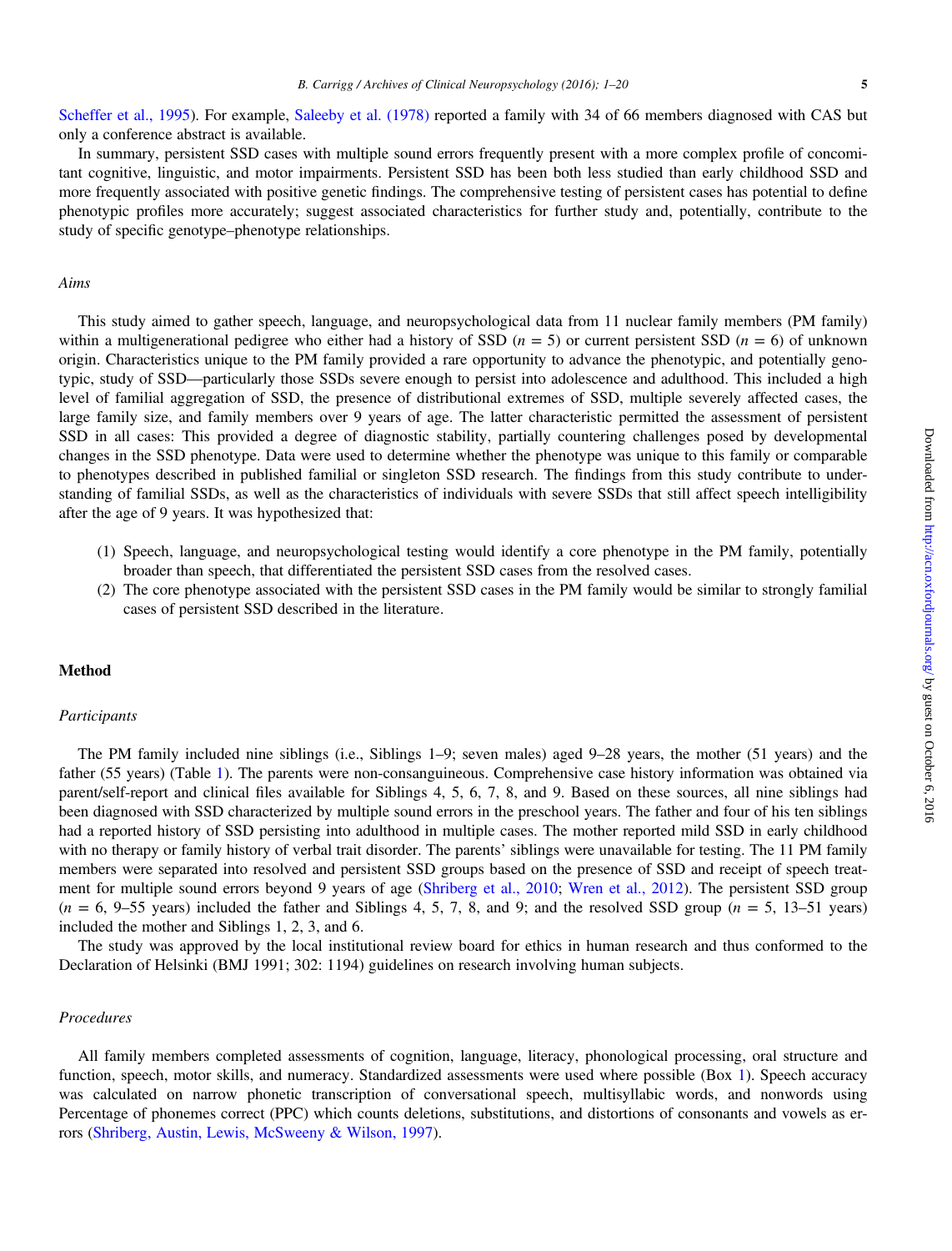Scheffer et al., 1995). For example, Saleeby et al. (1978) reported a family with 34 of 66 members diagnosed with CAS but only a conference abstract is available.

In summary, persistent SSD cases with multiple sound errors frequently present with a more complex profile of concomitant cognitive, linguistic, and motor impairments. Persistent SSD has been both less studied than early childhood SSD and more frequently associated with positive genetic findings. The comprehensive testing of persistent cases has potential to define phenotypic profiles more accurately; suggest associated characteristics for further study and, potentially, contribute to the study of specific genotype–phenotype relationships.

### *Aims*

This study aimed to gather speech, language, and neuropsychological data from 11 nuclear family members (PM family) within a multigenerational pedigree who either had a history of SSD ($n = 5$) or current persistent SSD ($n = 6$) of unknown origin. Characteristics unique to the PM family provided a rare opportunity to advance the phenotypic, and potentially genotypic, study of SSD—particularly those SSDs severe enough to persist into adolescence and adulthood. This included a high level of familial aggregation of SSD, the presence of distributional extremes of SSD, multiple severely affected cases, the large family size, and family members over 9 years of age. The latter characteristic permitted the assessment of persistent SSD in all cases: This provided a degree of diagnostic stability, partially countering challenges posed by developmental changes in the SSD phenotype. Data were used to determine whether the phenotype was unique to this family or comparable to phenotypes described in published familial or singleton SSD research. The findings from this study contribute to understanding of familial SSDs, as well as the characteristics of individuals with severe SSDs that still affect speech intelligibility after the age of 9 years. It was hypothesized that:

1. Speech, language, and neuropsychological testing would identify a core phenotype in the PM family, potentially broader than speech, that differentiated the persistent SSD cases from the resolved cases.
2. The core phenotype associated with the persistent SSD cases in the PM family would be similar to strongly familial cases of persistent SSD described in the literature.

## Method

### *Participants*

The PM family included nine siblings (i.e., Siblings 1–9; seven males) aged 9–28 years, the mother (51 years) and the father (55 years) (Table 1). The parents were non-consanguineous. Comprehensive case history information was obtained via parent/self-report and clinical files available for Siblings 4, 5, 6, 7, 8, and 9. Based on these sources, all nine siblings had been diagnosed with SSD characterized by multiple sound errors in the preschool years. The father and four of his ten siblings had a reported history of SSD persisting into adulthood in multiple cases. The mother reported mild SSD in early childhood with no therapy or family history of verbal trait disorder. The parents' siblings were unavailable for testing. The 11 PM family members were separated into resolved and persistent SSD groups based on the presence of SSD and receipt of speech treatment for multiple sound errors beyond 9 years of age (Shriberg et al., 2010; Wren et al., 2012). The persistent SSD group ($n = 6$, 9–55 years) included the father and Siblings 4, 5, 7, 8, and 9; and the resolved SSD group ($n = 5$, 13–51 years) included the mother and Siblings 1, 2, 3, and 6.

The study was approved by the local institutional review board for ethics in human research and thus conformed to the Declaration of Helsinki (BMJ 1991; 302: 1194) guidelines on research involving human subjects.

### *Procedures*

All family members completed assessments of cognition, language, literacy, phonological processing, oral structure and function, speech, motor skills, and numeracy. Standardized assessments were used where possible (Box 1). Speech accuracy was calculated on narrow phonetic transcription of conversational speech, multisyllabic words, and nonwords using Percentage of phonemes correct (PPC) which counts deletions, substitutions, and distortions of consonants and vowels as errors (Shriberg, Austin, Lewis, McSweeny & Wilson, 1997).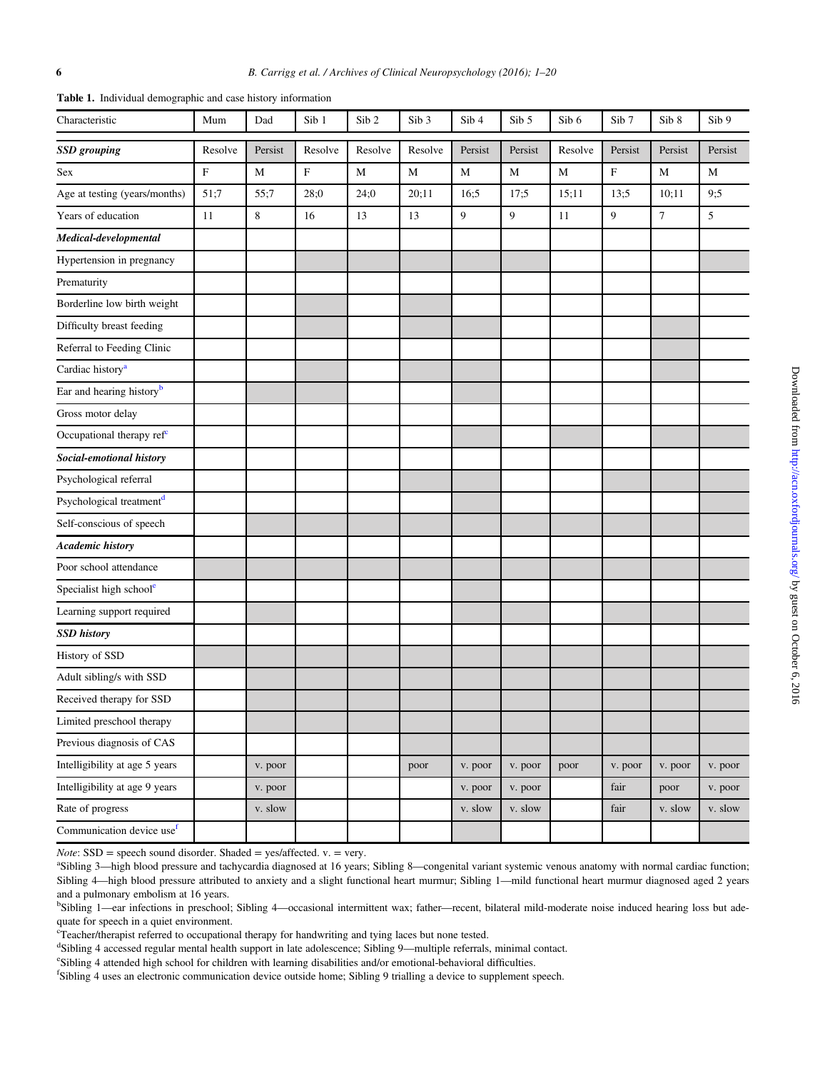**Table 1.** Individual demographic and case history information

| Characteristic | Mum | Dad | Sib 1 | Sib 2 | Sib 3 | Sib 4 | Sib 5 | Sib 6 | Sib 7 | Sib 8 | Sib 9 |
|---|---|---|---|---|---|---|---|---|---|---|---|
| ***SSD grouping*** | Resolve | Persist | Resolve | Resolve | Resolve | Persist | Persist | Resolve | Persist | Persist | Persist |
| Sex | F | M | F | M | M | M | M | M | F | M | M |
| Age at testing (years/months) | 51;7 | 55;7 | 28;0 | 24;0 | 20;11 | 16;5 | 17;5 | 15;11 | 13;5 | 10;11 | 9;5 |
| Years of education | 11 | 8 | 16 | 13 | 13 | 9 | 9 | 11 | 9 | 7 | 5 |
| ***Medical-developmental*** | | | | | | | | | | | |
| Hypertension in pregnancy | | | ■ | ■ | ■ | ■ | ■ | | | | ■ |
| Prematurity | | | | | | | | | | | |
| Borderline low birth weight | | | ■ | | ■ | | | | | | |
| Difficulty breast feeding | | | ■ | | ■ | ■ | | | | ■ | |
| Referral to Feeding Clinic | | | | | | | | | | ■ | |
| Cardiac history[a] | | | ■ | | ■ | ■ | | | | ■ | |
| Ear and hearing history[b] | | ■ | ■ | | | ■ | | | | | |
| Gross motor delay | | | | | | | | | | | |
| Occupational therapy ref[c] | | | | | | ■ | | ■ | | ■ | ■ |
| ***Social-emotional history*** | | | | | | | | | | | |
| Psychological referral | | | | | ■ | ■ | | | ■ | ■ | ■ |
| Psychological treatment[d] | | | | | | ■ | | | | | ■ |
| Self-conscious of speech | | ■ | ■ | ■ | ■ | ■ | ■ | ■ | ■ | ■ | ■ |
| ***Academic history*** | | | | | | | | | | | |
| Poor school attendance | ■ | ■ | ■ | ■ | ■ | ■ | ■ | ■ | ■ | ■ | ■ |
| Specialist high school[e] | | | | | | ■ | | | | | |
| Learning support required | | ■ | | | | ■ | ■ | | ■ | ■ | ■ |
| ***SSD history*** | | | | | | | | | | | |
| History of SSD | ■ | ■ | ■ | ■ | ■ | ■ | ■ | ■ | ■ | ■ | ■ |
| Adult sibling/s with SSD | | ■ | ■ | ■ | ■ | ■ | ■ | ■ | ■ | ■ | ■ |
| Received therapy for SSD | | ■ | ■ | ■ | ■ | ■ | ■ | ■ | ■ | ■ | ■ |
| Limited preschool therapy | | ■ | ■ | ■ | ■ | ■ | ■ | ■ | ■ | ■ | ■ |
| Previous diagnosis of CAS | | | | | ■ | ■ | ■ | ■ | ■ | ■ | ■ |
| Intelligibility at age 5 years | | v. poor | | | poor | v. poor | v. poor | poor | v. poor | v. poor | v. poor |
| Intelligibility at age 9 years | | v. poor | | | | v. poor | v. poor | | fair | poor | v. poor |
| Rate of progress | | v. slow | | | | v. slow | v. slow | | fair | v. slow | v. slow |
| Communication device use[f] | | | | | | ■ | | | | | ■ |

*Note*: SSD = speech sound disorder. Shaded = yes/affected. v. = very.

[a]Sibling 3—high blood pressure and tachycardia diagnosed at 16 years; Sibling 8—congenital variant systemic venous anatomy with normal cardiac function; Sibling 4—high blood pressure attributed to anxiety and a slight functional heart murmur; Sibling 1—mild functional heart murmur diagnosed aged 2 years and a pulmonary embolism at 16 years.

[b]Sibling 1—ear infections in preschool; Sibling 4—occasional intermittent wax; father—recent, bilateral mild-moderate noise induced hearing loss but adequate for speech in a quiet environment.

[c]Teacher/therapist referred to occupational therapy for handwriting and tying laces but none tested.

[d]Sibling 4 accessed regular mental health support in late adolescence; Sibling 9—multiple referrals, minimal contact.

[e]Sibling 4 attended high school for children with learning disabilities and/or emotional-behavioral difficulties.

[f]Sibling 4 uses an electronic communication device outside home; Sibling 9 trialling a device to supplement speech.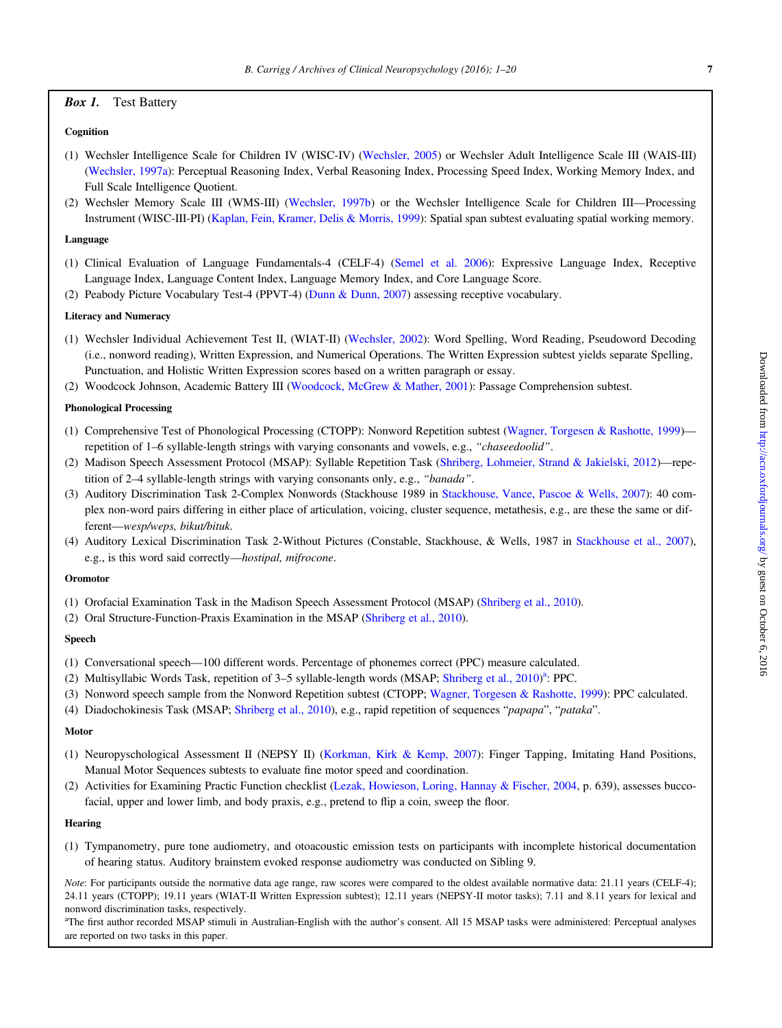***Box 1.*** Test Battery

**Cognition**

(1) Wechsler Intelligence Scale for Children IV (WISC-IV) (Wechsler, 2005) or Wechsler Adult Intelligence Scale III (WAIS-III) (Wechsler, 1997a): Perceptual Reasoning Index, Verbal Reasoning Index, Processing Speed Index, Working Memory Index, and Full Scale Intelligence Quotient.
(2) Wechsler Memory Scale III (WMS-III) (Wechsler, 1997b) or the Wechsler Intelligence Scale for Children III—Processing Instrument (WISC-III-PI) (Kaplan, Fein, Kramer, Delis & Morris, 1999): Spatial span subtest evaluating spatial working memory.

**Language**

(1) Clinical Evaluation of Language Fundamentals-4 (CELF-4) (Semel et al. 2006): Expressive Language Index, Receptive Language Index, Language Content Index, Language Memory Index, and Core Language Score.
(2) Peabody Picture Vocabulary Test-4 (PPVT-4) (Dunn & Dunn, 2007) assessing receptive vocabulary.

**Literacy and Numeracy**

(1) Wechsler Individual Achievement Test II, (WIAT-II) (Wechsler, 2002): Word Spelling, Word Reading, Pseudoword Decoding (i.e., nonword reading), Written Expression, and Numerical Operations. The Written Expression subtest yields separate Spelling, Punctuation, and Holistic Written Expression scores based on a written paragraph or essay.
(2) Woodcock Johnson, Academic Battery III (Woodcock, McGrew & Mather, 2001): Passage Comprehension subtest.

**Phonological Processing**

(1) Comprehensive Test of Phonological Processing (CTOPP): Nonword Repetition subtest (Wagner, Torgesen & Rashotte, 1999)—repetition of 1–6 syllable-length strings with varying consonants and vowels, e.g., *"chaseedoolid"*.
(2) Madison Speech Assessment Protocol (MSAP): Syllable Repetition Task (Shriberg, Lohmeier, Strand & Jakielski, 2012)—repetition of 2–4 syllable-length strings with varying consonants only, e.g., *"banada"*.
(3) Auditory Discrimination Task 2-Complex Nonwords (Stackhouse 1989 in Stackhouse, Vance, Pascoe & Wells, 2007): 40 complex non-word pairs differing in either place of articulation, voicing, cluster sequence, metathesis, e.g., are these the same or different—*wesp/weps, bikut/bituk*.
(4) Auditory Lexical Discrimination Task 2-Without Pictures (Constable, Stackhouse, & Wells, 1987 in Stackhouse et al., 2007), e.g., is this word said correctly—*hostipal, mifrocone*.

**Oromotor**

(1) Orofacial Examination Task in the Madison Speech Assessment Protocol (MSAP) (Shriberg et al., 2010).
(2) Oral Structure-Function-Praxis Examination in the MSAP (Shriberg et al., 2010).

**Speech**

(1) Conversational speech—100 different words. Percentage of phonemes correct (PPC) measure calculated.
(2) Multisyllabic Words Task, repetition of 3–5 syllable-length words (MSAP; Shriberg et al., 2010)[a]: PPC.
(3) Nonword speech sample from the Nonword Repetition subtest (CTOPP; Wagner, Torgesen & Rashotte, 1999): PPC calculated.
(4) Diadochokinesis Task (MSAP; Shriberg et al., 2010), e.g., rapid repetition of sequences "*papapa*", "*pataka*".

**Motor**

(1) Neuropsychological Assessment II (NEPSY II) (Korkman, Kirk & Kemp, 2007): Finger Tapping, Imitating Hand Positions, Manual Motor Sequences subtests to evaluate fine motor speed and coordination.
(2) Activities for Examining Practic Function checklist (Lezak, Howieson, Loring, Hannay & Fischer, 2004, p. 639), assesses buccofacial, upper and lower limb, and body praxis, e.g., pretend to flip a coin, sweep the floor.

**Hearing**

(1) Tympanometry, pure tone audiometry, and otoacoustic emission tests on participants with incomplete historical documentation of hearing status. Auditory brainstem evoked response audiometry was conducted on Sibling 9.

*Note*: For participants outside the normative data age range, raw scores were compared to the oldest available normative data: 21.11 years (CELF-4); 24.11 years (CTOPP); 19.11 years (WIAT-II Written Expression subtest); 12.11 years (NEPSY-II motor tasks); 7.11 and 8.11 years for lexical and nonword discrimination tasks, respectively.

[a]The first author recorded MSAP stimuli in Australian-English with the author's consent. All 15 MSAP tasks were administered: Perceptual analyses are reported on two tasks in this paper.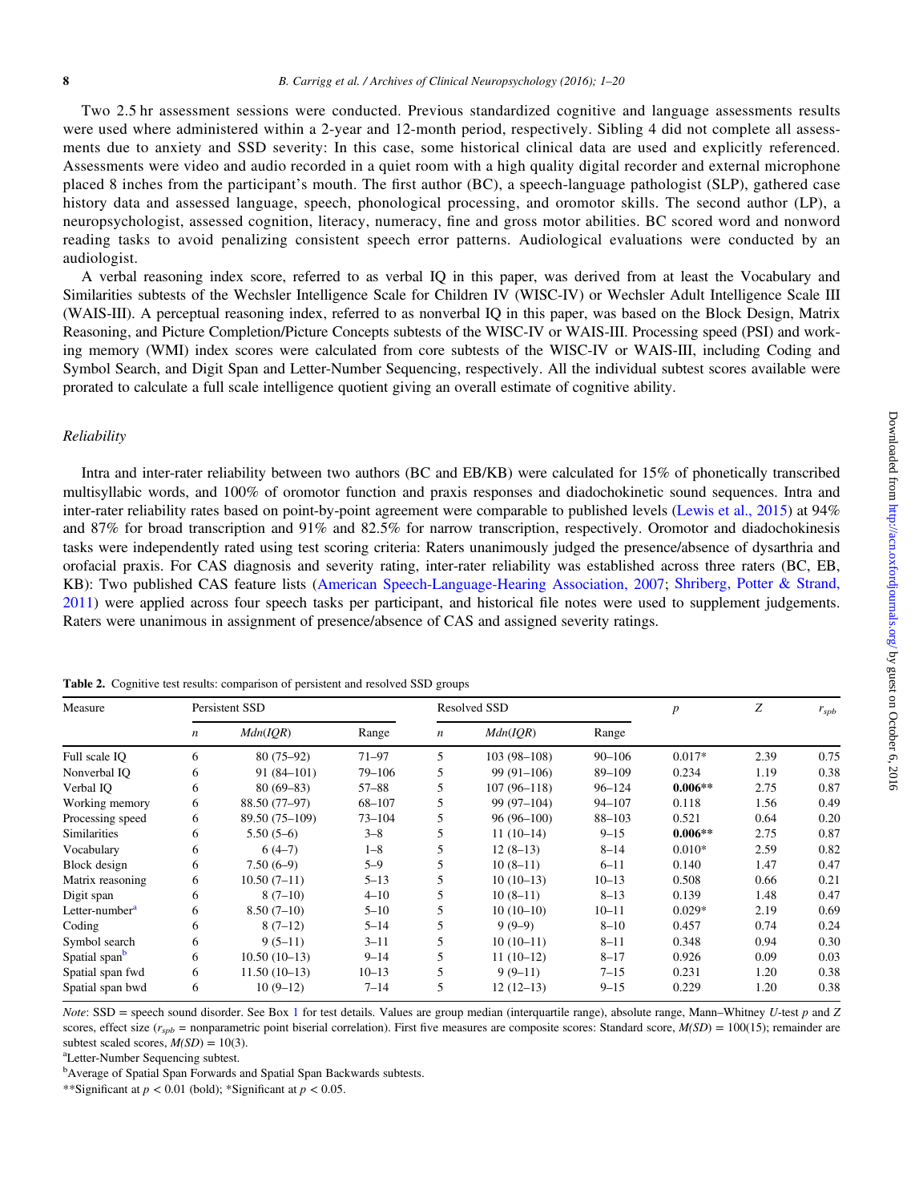Two 2.5 hr assessment sessions were conducted. Previous standardized cognitive and language assessments results were used where administered within a 2-year and 12-month period, respectively. Sibling 4 did not complete all assessments due to anxiety and SSD severity: In this case, some historical clinical data are used and explicitly referenced. Assessments were video and audio recorded in a quiet room with a high quality digital recorder and external microphone placed 8 inches from the participant's mouth. The first author (BC), a speech-language pathologist (SLP), gathered case history data and assessed language, speech, phonological processing, and oromotor skills. The second author (LP), a neuropsychologist, assessed cognition, literacy, numeracy, fine and gross motor abilities. BC scored word and nonword reading tasks to avoid penalizing consistent speech error patterns. Audiological evaluations were conducted by an audiologist.

A verbal reasoning index score, referred to as verbal IQ in this paper, was derived from at least the Vocabulary and Similarities subtests of the Wechsler Intelligence Scale for Children IV (WISC-IV) or Wechsler Adult Intelligence Scale III (WAIS-III). A perceptual reasoning index, referred to as nonverbal IQ in this paper, was based on the Block Design, Matrix Reasoning, and Picture Completion/Picture Concepts subtests of the WISC-IV or WAIS-III. Processing speed (PSI) and working memory (WMI) index scores were calculated from core subtests of the WISC-IV or WAIS-III, including Coding and Symbol Search, and Digit Span and Letter-Number Sequencing, respectively. All the individual subtest scores available were prorated to calculate a full scale intelligence quotient giving an overall estimate of cognitive ability.

### *Reliability*

Intra and inter-rater reliability between two authors (BC and EB/KB) were calculated for 15% of phonetically transcribed multisyllabic words, and 100% of oromotor function and praxis responses and diadochokinetic sound sequences. Intra and inter-rater reliability rates based on point-by-point agreement were comparable to published levels (Lewis et al., 2015) at 94% and 87% for broad transcription and 91% and 82.5% for narrow transcription, respectively. Oromotor and diadochokinesis tasks were independently rated using test scoring criteria: Raters unanimously judged the presence/absence of dysarthria and orofacial praxis. For CAS diagnosis and severity rating, inter-rater reliability was established across three raters (BC, EB, KB): Two published CAS feature lists (American Speech-Language-Hearing Association, 2007; Shriberg, Potter & Strand, 2011) were applied across four speech tasks per participant, and historical file notes were used to supplement judgements. Raters were unanimous in assignment of presence/absence of CAS and assigned severity ratings.

**Table 2.** Cognitive test results: comparison of persistent and resolved SSD groups

| Measure | Persistent SSD | | | Resolved SSD | | | $p$ | $Z$ | $r_{spb}$ |
|---|---|---|---|---|---|---|---|---|---|
| | $n$ | *Mdn(IQR)* | Range | $n$ | *Mdn(IQR)* | Range | | | |
| Full scale IQ | 6 | 80 (75–92) | 71–97 | 5 | 103 (98–108) | 90–106 | 0.017* | 2.39 | 0.75 |
| Nonverbal IQ | 6 | 91 (84–101) | 79–106 | 5 | 99 (91–106) | 89–109 | 0.234 | 1.19 | 0.38 |
| Verbal IQ | 6 | 80 (69–83) | 57–88 | 5 | 107 (96–118) | 96–124 | **0.006**** | 2.75 | 0.87 |
| Working memory | 6 | 88.50 (77–97) | 68–107 | 5 | 99 (97–104) | 94–107 | 0.118 | 1.56 | 0.49 |
| Processing speed | 6 | 89.50 (75–109) | 73–104 | 5 | 96 (96–100) | 88–103 | 0.521 | 0.64 | 0.20 |
| Similarities | 6 | 5.50 (5–6) | 3–8 | 5 | 11 (10–14) | 9–15 | **0.006**** | 2.75 | 0.87 |
| Vocabulary | 6 | 6 (4–7) | 1–8 | 5 | 12 (8–13) | 8–14 | 0.010* | 2.59 | 0.82 |
| Block design | 6 | 7.50 (6–9) | 5–9 | 5 | 10 (8–11) | 6–11 | 0.140 | 1.47 | 0.47 |
| Matrix reasoning | 6 | 10.50 (7–11) | 5–13 | 5 | 10 (10–13) | 10–13 | 0.508 | 0.66 | 0.21 |
| Digit span | 6 | 8 (7–10) | 4–10 | 5 | 10 (8–11) | 8–13 | 0.139 | 1.48 | 0.47 |
| Letter-number[a] | 6 | 8.50 (7–10) | 5–10 | 5 | 10 (10–10) | 10–11 | 0.029* | 2.19 | 0.69 |
| Coding | 6 | 8 (7–12) | 5–14 | 5 | 9 (9–9) | 8–10 | 0.457 | 0.74 | 0.24 |
| Symbol search | 6 | 9 (5–11) | 3–11 | 5 | 10 (10–11) | 8–11 | 0.348 | 0.94 | 0.30 |
| Spatial span[b] | 6 | 10.50 (10–13) | 9–14 | 5 | 11 (10–12) | 8–17 | 0.926 | 0.09 | 0.03 |
| Spatial span fwd | 6 | 11.50 (10–13) | 10–13 | 5 | 9 (9–11) | 7–15 | 0.231 | 1.20 | 0.38 |
| Spatial span bwd | 6 | 10 (9–12) | 7–14 | 5 | 12 (12–13) | 9–15 | 0.229 | 1.20 | 0.38 |

*Note*: SSD = speech sound disorder. See Box 1 for test details. Values are group median (interquartile range), absolute range, Mann–Whitney $U$-test $p$ and $Z$ scores, effect size ($r_{spb}$ = nonparametric point biserial correlation). First five measures are composite scores: Standard score, $M(SD) = 100(15)$; remainder are subtest scaled scores, $M(SD) = 10(3)$.

[a]Letter-Number Sequencing subtest.

[b]Average of Spatial Span Forwards and Spatial Span Backwards subtests.

**Significant at $p < 0.01$ (bold); *Significant at $p < 0.05$.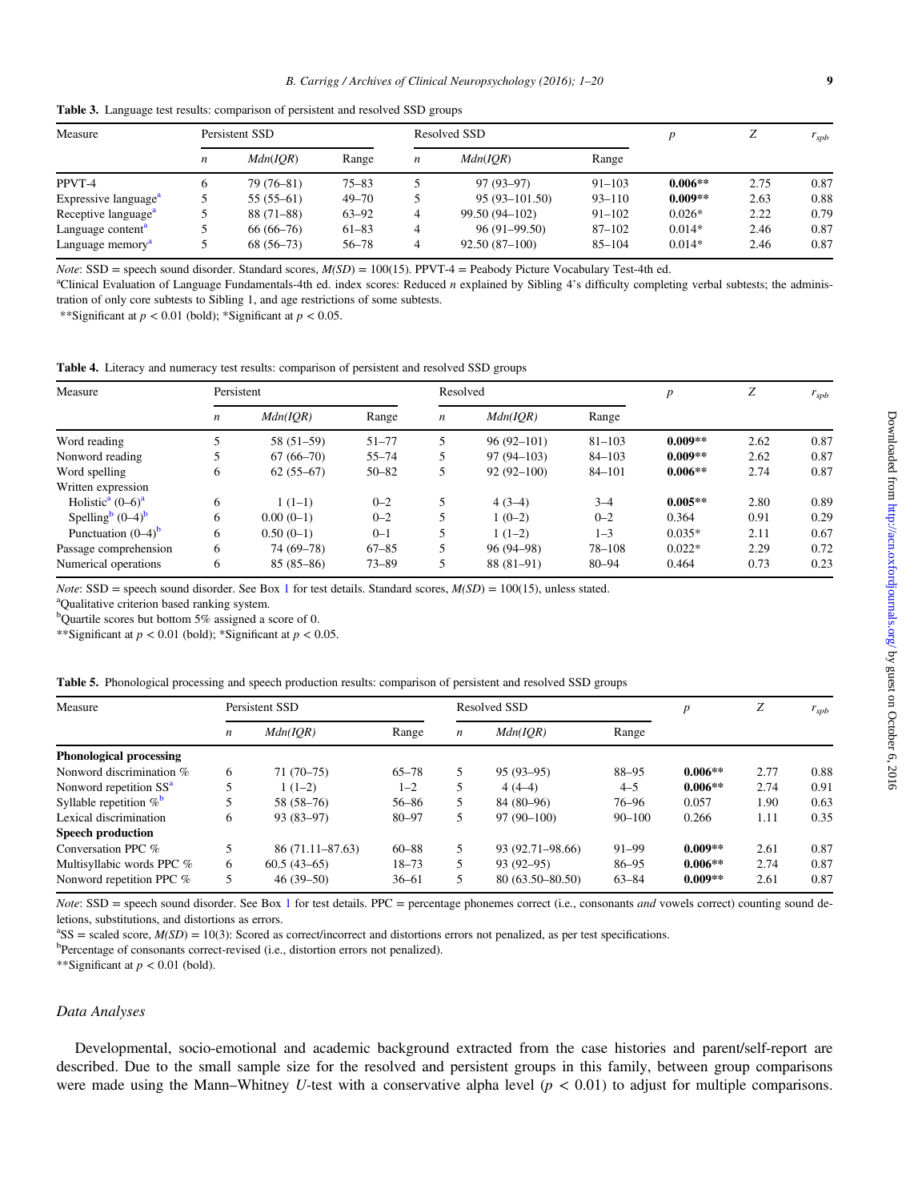Table 3. Language test results: comparison of persistent and resolved SSD groups

| Measure | Persistent SSD | | | Resolved SSD | | | $p$ | $Z$ | $r_{spb}$ |
|---|---|---|---|---|---|---|---|---|---|
| | $n$ | $Mdn(IQR)$ | Range | $n$ | $Mdn(IQR)$ | Range | | | |
| PPVT-4 | 6 | 79 (76–81) | 75–83 | 5 | 97 (93–97) | 91–103 | **0.006**** | 2.75 | 0.87 |
| Expressive language[a] | 5 | 55 (55–61) | 49–70 | 5 | 95 (93–101.50) | 93–110 | **0.009**** | 2.63 | 0.88 |
| Receptive language[a] | 5 | 88 (71–88) | 63–92 | 4 | 99.50 (94–102) | 91–102 | 0.026* | 2.22 | 0.79 |
| Language content[a] | 5 | 66 (66–76) | 61–83 | 4 | 96 (91–99.50) | 87–102 | 0.014* | 2.46 | 0.87 |
| Language memory[a] | 5 | 68 (56–73) | 56–78 | 4 | 92.50 (87–100) | 85–104 | 0.014* | 2.46 | 0.87 |

*Note*: SSD = speech sound disorder. Standard scores, $M(SD)$ = 100(15). PPVT-4 = Peabody Picture Vocabulary Test-4th ed.
[a]Clinical Evaluation of Language Fundamentals-4th ed. index scores: Reduced $n$ explained by Sibling 4's difficulty completing verbal subtests; the administration of only core subtests to Sibling 1, and age restrictions of some subtests.
**Significant at $p < 0.01$ (bold); *Significant at $p < 0.05$.

Table 4. Literacy and numeracy test results: comparison of persistent and resolved SSD groups

| Measure | Persistent | | | Resolved | | | $p$ | $Z$ | $r_{spb}$ |
|---|---|---|---|---|---|---|---|---|---|
| | $n$ | $Mdn(IQR)$ | Range | $n$ | $Mdn(IQR)$ | Range | | | |
| Word reading | 5 | 58 (51–59) | 51–77 | 5 | 96 (92–101) | 81–103 | **0.009**** | 2.62 | 0.87 |
| Nonword reading | 5 | 67 (66–70) | 55–74 | 5 | 97 (94–103) | 84–103 | **0.009**** | 2.62 | 0.87 |
| Word spelling | 6 | 62 (55–67) | 50–82 | 5 | 92 (92–100) | 84–101 | **0.006**** | 2.74 | 0.87 |
| Written expression | | | | | | | | | |
| Holistic[a] (0–6)[a] | 6 | 1 (1–1) | 0–2 | 5 | 4 (3–4) | 3–4 | **0.005**** | 2.80 | 0.89 |
| Spelling[b] (0–4)[b] | 6 | 0.00 (0–1) | 0–2 | 5 | 1 (0–2) | 0–2 | 0.364 | 0.91 | 0.29 |
| Punctuation (0–4)[b] | 6 | 0.50 (0–1) | 0–1 | 5 | 1 (1–2) | 1–3 | 0.035* | 2.11 | 0.67 |
| Passage comprehension | 6 | 74 (69–78) | 67–85 | 5 | 96 (94–98) | 78–108 | 0.022* | 2.29 | 0.72 |
| Numerical operations | 6 | 85 (85–86) | 73–89 | 5 | 88 (81–91) | 80–94 | 0.464 | 0.73 | 0.23 |

*Note*: SSD = speech sound disorder. See Box 1 for test details. Standard scores, $M(SD)$ = 100(15), unless stated.
[a]Qualitative criterion based ranking system.
[b]Quartile scores but bottom 5% assigned a score of 0.
**Significant at $p < 0.01$ (bold); *Significant at $p < 0.05$.

Table 5. Phonological processing and speech production results: comparison of persistent and resolved SSD groups

| Measure | Persistent SSD | | | Resolved SSD | | | $p$ | $Z$ | $r_{spb}$ |
|---|---|---|---|---|---|---|---|---|---|
| | $n$ | $Mdn(IQR)$ | Range | $n$ | $Mdn(IQR)$ | Range | | | |
| **Phonological processing** | | | | | | | | | |
| Nonword discrimination % | 6 | 71 (70–75) | 65–78 | 5 | 95 (93–95) | 88–95 | **0.006**** | 2.77 | 0.88 |
| Nonword repetition SS[a] | 5 | 1 (1–2) | 1–2 | 5 | 4 (4–4) | 4–5 | **0.006**** | 2.74 | 0.91 |
| Syllable repetition %[b] | 5 | 58 (58–76) | 56–86 | 5 | 84 (80–96) | 76–96 | 0.057 | 1.90 | 0.63 |
| Lexical discrimination | 6 | 93 (83–97) | 80–97 | 5 | 97 (90–100) | 90–100 | 0.266 | 1.11 | 0.35 |
| **Speech production** | | | | | | | | | |
| Conversation PPC % | 5 | 86 (71.11–87.63) | 60–88 | 5 | 93 (92.71–98.66) | 91–99 | **0.009**** | 2.61 | 0.87 |
| Multisyllabic words PPC % | 6 | 60.5 (43–65) | 18–73 | 5 | 93 (92–95) | 86–95 | **0.006**** | 2.74 | 0.87 |
| Nonword repetition PPC % | 5 | 46 (39–50) | 36–61 | 5 | 80 (63.50–80.50) | 63–84 | **0.009**** | 2.61 | 0.87 |

*Note*: SSD = speech sound disorder. See Box 1 for test details. PPC = percentage phonemes correct (i.e., consonants *and* vowels correct) counting sound deletions, substitutions, and distortions as errors.
[a]SS = scaled score, $M(SD)$ = 10(3): Scored as correct/incorrect and distortions errors not penalized, as per test specifications.
[b]Percentage of consonants correct-revised (i.e., distortion errors not penalized).
**Significant at $p < 0.01$ (bold).

### *Data Analyses*

Developmental, socio-emotional and academic background extracted from the case histories and parent/self-report are described. Due to the small sample size for the resolved and persistent groups in this family, between group comparisons were made using the Mann–Whitney $U$-test with a conservative alpha level ($p < 0.01$) to adjust for multiple comparisons.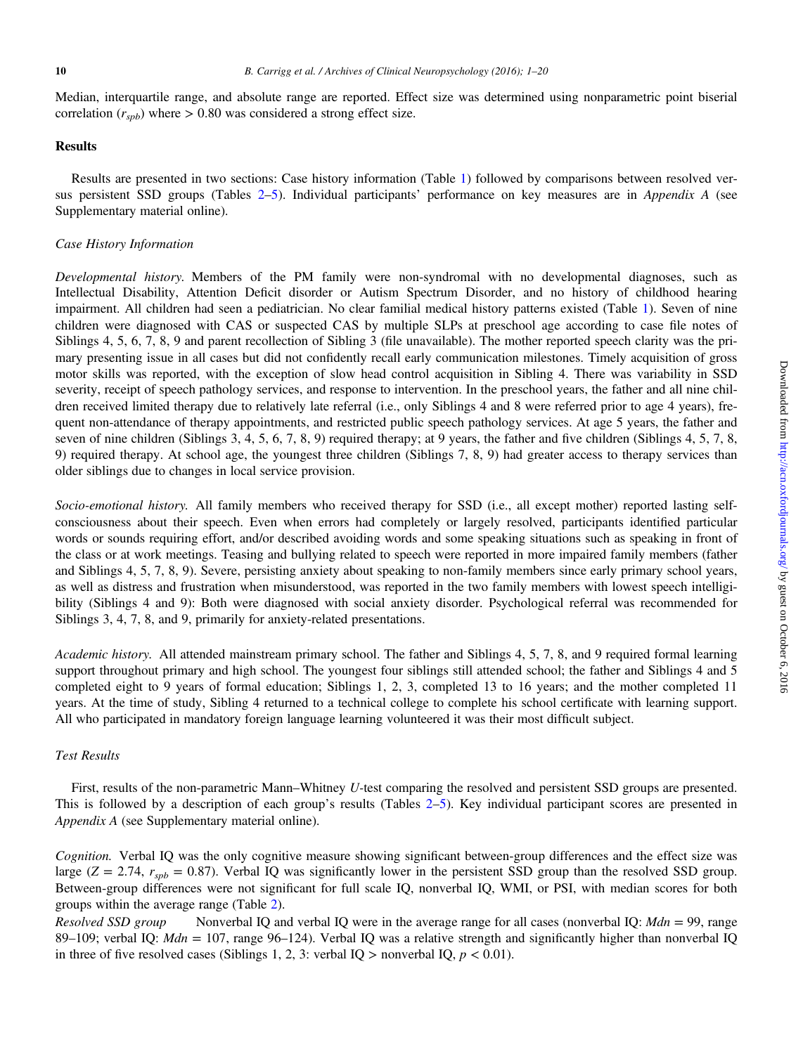Median, interquartile range, and absolute range are reported. Effect size was determined using nonparametric point biserial correlation ($r_{spb}$) where > 0.80 was considered a strong effect size.

## Results

Results are presented in two sections: Case history information (Table 1) followed by comparisons between resolved versus persistent SSD groups (Tables 2–5). Individual participants' performance on key measures are in *Appendix A* (see Supplementary material online).

### *Case History Information*

*Developmental history.* Members of the PM family were non-syndromal with no developmental diagnoses, such as Intellectual Disability, Attention Deficit disorder or Autism Spectrum Disorder, and no history of childhood hearing impairment. All children had seen a pediatrician. No clear familial medical history patterns existed (Table 1). Seven of nine children were diagnosed with CAS or suspected CAS by multiple SLPs at preschool age according to case file notes of Siblings 4, 5, 6, 7, 8, 9 and parent recollection of Sibling 3 (file unavailable). The mother reported speech clarity was the primary presenting issue in all cases but did not confidently recall early communication milestones. Timely acquisition of gross motor skills was reported, with the exception of slow head control acquisition in Sibling 4. There was variability in SSD severity, receipt of speech pathology services, and response to intervention. In the preschool years, the father and all nine children received limited therapy due to relatively late referral (i.e., only Siblings 4 and 8 were referred prior to age 4 years), frequent non-attendance of therapy appointments, and restricted public speech pathology services. At age 5 years, the father and seven of nine children (Siblings 3, 4, 5, 6, 7, 8, 9) required therapy; at 9 years, the father and five children (Siblings 4, 5, 7, 8, 9) required therapy. At school age, the youngest three children (Siblings 7, 8, 9) had greater access to therapy services than older siblings due to changes in local service provision.

*Socio-emotional history.* All family members who received therapy for SSD (i.e., all except mother) reported lasting self-consciousness about their speech. Even when errors had completely or largely resolved, participants identified particular words or sounds requiring effort, and/or described avoiding words and some speaking situations such as speaking in front of the class or at work meetings. Teasing and bullying related to speech were reported in more impaired family members (father and Siblings 4, 5, 7, 8, 9). Severe, persisting anxiety about speaking to non-family members since early primary school years, as well as distress and frustration when misunderstood, was reported in the two family members with lowest speech intelligibility (Siblings 4 and 9): Both were diagnosed with social anxiety disorder. Psychological referral was recommended for Siblings 3, 4, 7, 8, and 9, primarily for anxiety-related presentations.

*Academic history.* All attended mainstream primary school. The father and Siblings 4, 5, 7, 8, and 9 required formal learning support throughout primary and high school. The youngest four siblings still attended school; the father and Siblings 4 and 5 completed eight to 9 years of formal education; Siblings 1, 2, 3, completed 13 to 16 years; and the mother completed 11 years. At the time of study, Sibling 4 returned to a technical college to complete his school certificate with learning support. All who participated in mandatory foreign language learning volunteered it was their most difficult subject.

### *Test Results*

First, results of the non-parametric Mann–Whitney *U*-test comparing the resolved and persistent SSD groups are presented. This is followed by a description of each group's results (Tables 2–5). Key individual participant scores are presented in *Appendix A* (see Supplementary material online).

*Cognition.* Verbal IQ was the only cognitive measure showing significant between-group differences and the effect size was large ($Z = 2.74$, $r_{spb} = 0.87$). Verbal IQ was significantly lower in the persistent SSD group than the resolved SSD group. Between-group differences were not significant for full scale IQ, nonverbal IQ, WMI, or PSI, with median scores for both groups within the average range (Table 2).

*Resolved SSD group* Nonverbal IQ and verbal IQ were in the average range for all cases (nonverbal IQ: *Mdn* = 99, range 89–109; verbal IQ: *Mdn* = 107, range 96–124). Verbal IQ was a relative strength and significantly higher than nonverbal IQ in three of five resolved cases (Siblings 1, 2, 3: verbal IQ > nonverbal IQ, $p < 0.01$).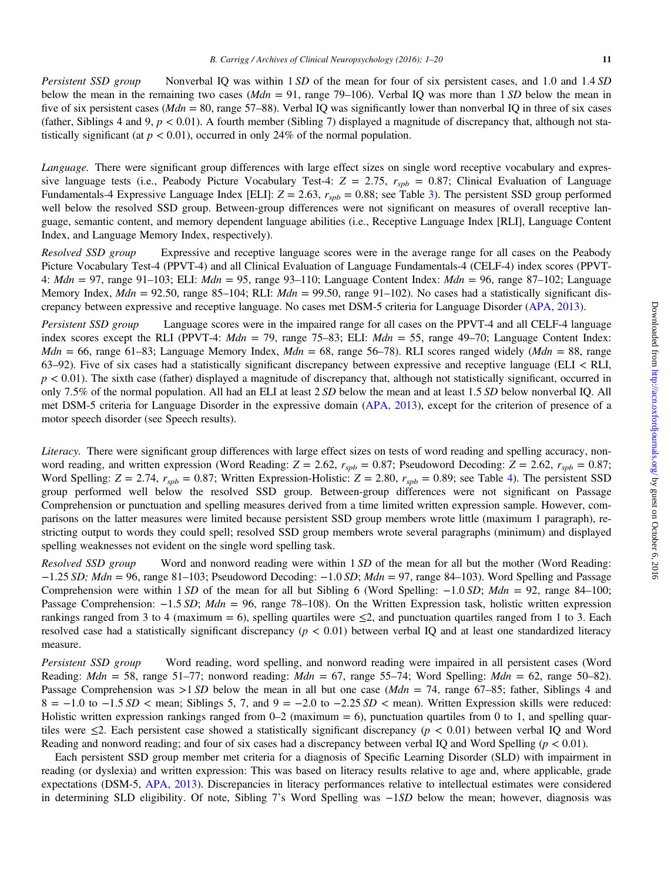*Persistent SSD group* Nonverbal IQ was within 1 *SD* of the mean for four of six persistent cases, and 1.0 and 1.4 *SD* below the mean in the remaining two cases (*Mdn* = 91, range 79–106). Verbal IQ was more than 1 *SD* below the mean in five of six persistent cases (*Mdn* = 80, range 57–88). Verbal IQ was significantly lower than nonverbal IQ in three of six cases (father, Siblings 4 and 9, $p < 0.01$). A fourth member (Sibling 7) displayed a magnitude of discrepancy that, although not statistically significant (at $p < 0.01$), occurred in only 24% of the normal population.

*Language.* There were significant group differences with large effect sizes on single word receptive vocabulary and expressive language tests (i.e., Peabody Picture Vocabulary Test-4: $Z = 2.75$, $r_{spb} = 0.87$; Clinical Evaluation of Language Fundamentals-4 Expressive Language Index [ELI]: $Z = 2.63$, $r_{spb} = 0.88$; see Table 3). The persistent SSD group performed well below the resolved SSD group. Between-group differences were not significant on measures of overall receptive language, semantic content, and memory dependent language abilities (i.e., Receptive Language Index [RLI], Language Content Index, and Language Memory Index, respectively).

*Resolved SSD group* Expressive and receptive language scores were in the average range for all cases on the Peabody Picture Vocabulary Test-4 (PPVT-4) and all Clinical Evaluation of Language Fundamentals-4 (CELF-4) index scores (PPVT-4: *Mdn* = 97, range 91–103; ELI: *Mdn* = 95, range 93–110; Language Content Index: *Mdn* = 96, range 87–102; Language Memory Index, *Mdn* = 92.50, range 85–104; RLI: *Mdn* = 99.50, range 91–102). No cases had a statistically significant discrepancy between expressive and receptive language. No cases met DSM-5 criteria for Language Disorder (APA, 2013).

*Persistent SSD group* Language scores were in the impaired range for all cases on the PPVT-4 and all CELF-4 language index scores except the RLI (PPVT-4: *Mdn* = 79, range 75–83; ELI: *Mdn* = 55, range 49–70; Language Content Index: *Mdn* = 66, range 61–83; Language Memory Index, *Mdn* = 68, range 56–78). RLI scores ranged widely (*Mdn* = 88, range 63–92). Five of six cases had a statistically significant discrepancy between expressive and receptive language (ELI < RLI, $p < 0.01$). The sixth case (father) displayed a magnitude of discrepancy that, although not statistically significant, occurred in only 7.5% of the normal population. All had an ELI at least 2 *SD* below the mean and at least 1.5 *SD* below nonverbal IQ. All met DSM-5 criteria for Language Disorder in the expressive domain (APA, 2013), except for the criterion of presence of a motor speech disorder (see Speech results).

*Literacy.* There were significant group differences with large effect sizes on tests of word reading and spelling accuracy, nonword reading, and written expression (Word Reading: $Z = 2.62$, $r_{spb} = 0.87$; Pseudoword Decoding: $Z = 2.62$, $r_{spb} = 0.87$; Word Spelling: $Z = 2.74$, $r_{spb} = 0.87$; Written Expression-Holistic: $Z = 2.80$, $r_{spb} = 0.89$; see Table 4). The persistent SSD group performed well below the resolved SSD group. Between-group differences were not significant on Passage Comprehension or punctuation and spelling measures derived from a time limited written expression sample. However, comparisons on the latter measures were limited because persistent SSD group members wrote little (maximum 1 paragraph), restricting output to words they could spell; resolved SSD group members wrote several paragraphs (minimum) and displayed spelling weaknesses not evident on the single word spelling task.

*Resolved SSD group* Word and nonword reading were within 1 *SD* of the mean for all but the mother (Word Reading: −1.25 *SD; Mdn* = 96, range 81–103; Pseudoword Decoding: −1.0 *SD*; *Mdn* = 97, range 84–103). Word Spelling and Passage Comprehension were within 1 *SD* of the mean for all but Sibling 6 (Word Spelling: −1.0 *SD*; *Mdn* = 92, range 84–100; Passage Comprehension: −1.5 *SD*; *Mdn* = 96, range 78–108). On the Written Expression task, holistic written expression rankings ranged from 3 to 4 (maximum = 6), spelling quartiles were ≤2, and punctuation quartiles ranged from 1 to 3. Each resolved case had a statistically significant discrepancy ($p < 0.01$) between verbal IQ and at least one standardized literacy measure.

*Persistent SSD group* Word reading, word spelling, and nonword reading were impaired in all persistent cases (Word Reading: *Mdn* = 58, range 51–77; nonword reading: *Mdn* = 67, range 55–74; Word Spelling: *Mdn* = 62, range 50–82). Passage Comprehension was >1 *SD* below the mean in all but one case (*Mdn* = 74, range 67–85; father, Siblings 4 and 8 = −1.0 to −1.5 *SD* < mean; Siblings 5, 7, and 9 = −2.0 to −2.25 *SD* < mean). Written Expression skills were reduced: Holistic written expression rankings ranged from 0–2 (maximum = 6), punctuation quartiles from 0 to 1, and spelling quartiles were ≤2. Each persistent case showed a statistically significant discrepancy ($p < 0.01$) between verbal IQ and Word Reading and nonword reading; and four of six cases had a discrepancy between verbal IQ and Word Spelling ($p < 0.01$).

Each persistent SSD group member met criteria for a diagnosis of Specific Learning Disorder (SLD) with impairment in reading (or dyslexia) and written expression: This was based on literacy results relative to age and, where applicable, grade expectations (DSM-5, APA, 2013). Discrepancies in literacy performances relative to intellectual estimates were considered in determining SLD eligibility. Of note, Sibling 7's Word Spelling was −1*SD* below the mean; however, diagnosis was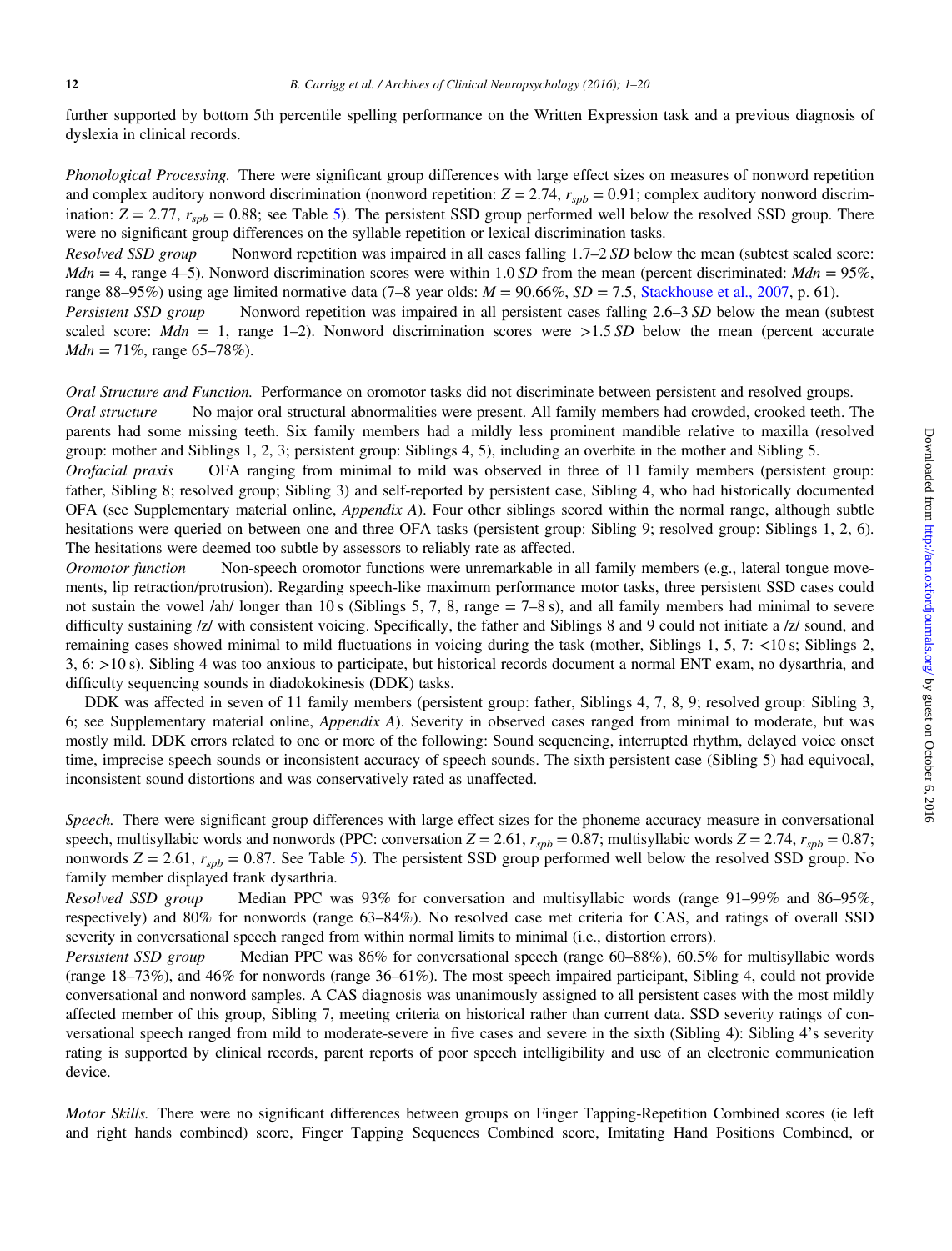further supported by bottom 5th percentile spelling performance on the Written Expression task and a previous diagnosis of dyslexia in clinical records.

*Phonological Processing.* There were significant group differences with large effect sizes on measures of nonword repetition and complex auditory nonword discrimination (nonword repetition: $Z = 2.74$, $r_{spb} = 0.91$; complex auditory nonword discrimination: $Z = 2.77$, $r_{spb} = 0.88$; see Table 5). The persistent SSD group performed well below the resolved SSD group. There were no significant group differences on the syllable repetition or lexical discrimination tasks.

*Resolved SSD group* Nonword repetition was impaired in all cases falling 1.7–2 *SD* below the mean (subtest scaled score: $Mdn = 4$, range 4–5). Nonword discrimination scores were within 1.0 *SD* from the mean (percent discriminated: $Mdn = 95\%$, range 88–95%) using age limited normative data (7–8 year olds: $M = 90.66\%$, $SD = 7.5$, Stackhouse et al., 2007, p. 61).

*Persistent SSD group* Nonword repetition was impaired in all persistent cases falling 2.6–3 *SD* below the mean (subtest scaled score: $Mdn = 1$, range 1–2). Nonword discrimination scores were >1.5 *SD* below the mean (percent accurate $Mdn = 71\%$, range 65–78%).

*Oral Structure and Function.* Performance on oromotor tasks did not discriminate between persistent and resolved groups.

*Oral structure* No major oral structural abnormalities were present. All family members had crowded, crooked teeth. The parents had some missing teeth. Six family members had a mildly less prominent mandible relative to maxilla (resolved group: mother and Siblings 1, 2, 3; persistent group: Siblings 4, 5), including an overbite in the mother and Sibling 5.

*Orofacial praxis* OFA ranging from minimal to mild was observed in three of 11 family members (persistent group: father, Sibling 8; resolved group; Sibling 3) and self-reported by persistent case, Sibling 4, who had historically documented OFA (see Supplementary material online, *Appendix A*). Four other siblings scored within the normal range, although subtle hesitations were queried on between one and three OFA tasks (persistent group: Sibling 9; resolved group: Siblings 1, 2, 6). The hesitations were deemed too subtle by assessors to reliably rate as affected.

*Oromotor function* Non-speech oromotor functions were unremarkable in all family members (e.g., lateral tongue movements, lip retraction/protrusion). Regarding speech-like maximum performance motor tasks, three persistent SSD cases could not sustain the vowel /ah/ longer than 10 s (Siblings 5, 7, 8, range = 7–8 s), and all family members had minimal to severe difficulty sustaining /z/ with consistent voicing. Specifically, the father and Siblings 8 and 9 could not initiate a /z/ sound, and remaining cases showed minimal to mild fluctuations in voicing during the task (mother, Siblings 1, 5, 7: <10 s; Siblings 2, 3, 6: >10 s). Sibling 4 was too anxious to participate, but historical records document a normal ENT exam, no dysarthria, and difficulty sequencing sounds in diadokokinesis (DDK) tasks.

DDK was affected in seven of 11 family members (persistent group: father, Siblings 4, 7, 8, 9; resolved group: Sibling 3, 6; see Supplementary material online, *Appendix A*). Severity in observed cases ranged from minimal to moderate, but was mostly mild. DDK errors related to one or more of the following: Sound sequencing, interrupted rhythm, delayed voice onset time, imprecise speech sounds or inconsistent accuracy of speech sounds. The sixth persistent case (Sibling 5) had equivocal, inconsistent sound distortions and was conservatively rated as unaffected.

*Speech.* There were significant group differences with large effect sizes for the phoneme accuracy measure in conversational speech, multisyllabic words and nonwords (PPC: conversation $Z = 2.61$, $r_{spb} = 0.87$; multisyllabic words $Z = 2.74$, $r_{spb} = 0.87$; nonwords $Z = 2.61$, $r_{spb} = 0.87$. See Table 5). The persistent SSD group performed well below the resolved SSD group. No family member displayed frank dysarthria.

*Resolved SSD group* Median PPC was 93% for conversation and multisyllabic words (range 91–99% and 86–95%, respectively) and 80% for nonwords (range 63–84%). No resolved case met criteria for CAS, and ratings of overall SSD severity in conversational speech ranged from within normal limits to minimal (i.e., distortion errors).

*Persistent SSD group* Median PPC was 86% for conversational speech (range 60–88%), 60.5% for multisyllabic words (range 18–73%), and 46% for nonwords (range 36–61%). The most speech impaired participant, Sibling 4, could not provide conversational and nonword samples. A CAS diagnosis was unanimously assigned to all persistent cases with the most mildly affected member of this group, Sibling 7, meeting criteria on historical rather than current data. SSD severity ratings of conversational speech ranged from mild to moderate-severe in five cases and severe in the sixth (Sibling 4): Sibling 4's severity rating is supported by clinical records, parent reports of poor speech intelligibility and use of an electronic communication device.

*Motor Skills.* There were no significant differences between groups on Finger Tapping-Repetition Combined scores (ie left and right hands combined) score, Finger Tapping Sequences Combined score, Imitating Hand Positions Combined, or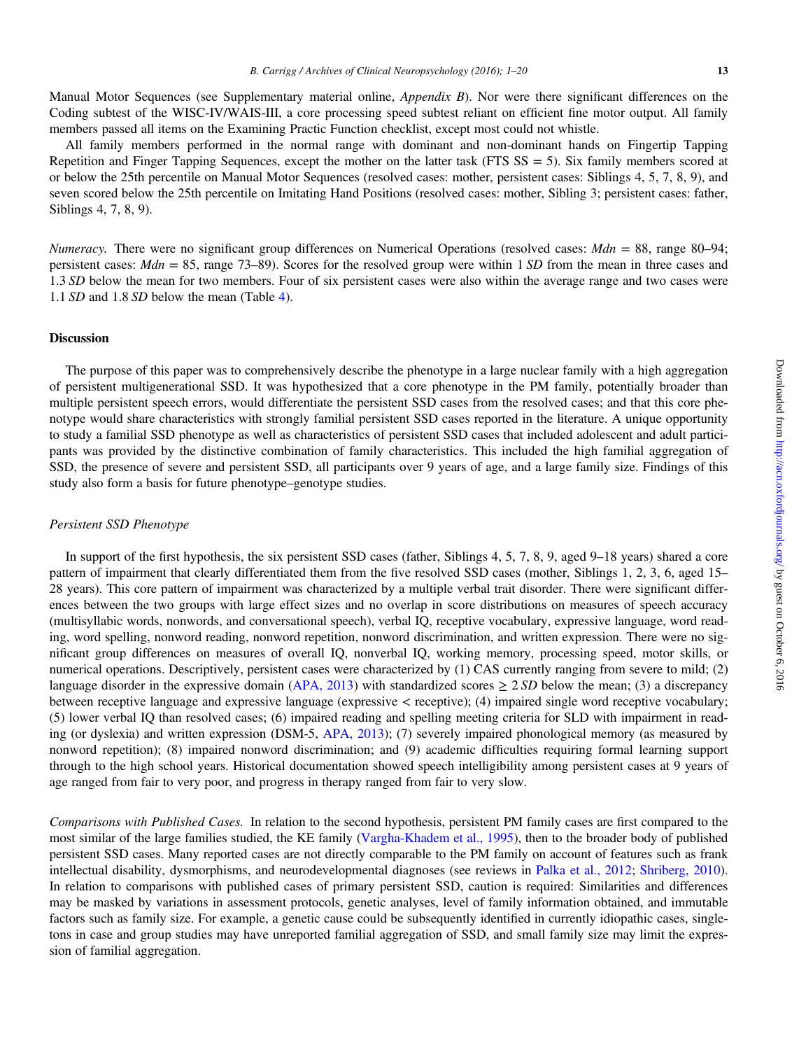Manual Motor Sequences (see Supplementary material online, *Appendix B*). Nor were there significant differences on the Coding subtest of the WISC-IV/WAIS-III, a core processing speed subtest reliant on efficient fine motor output. All family members passed all items on the Examining Practic Function checklist, except most could not whistle.

All family members performed in the normal range with dominant and non-dominant hands on Fingertip Tapping Repetition and Finger Tapping Sequences, except the mother on the latter task (FTS SS = 5). Six family members scored at or below the 25th percentile on Manual Motor Sequences (resolved cases: mother, persistent cases: Siblings 4, 5, 7, 8, 9), and seven scored below the 25th percentile on Imitating Hand Positions (resolved cases: mother, Sibling 3; persistent cases: father, Siblings 4, 7, 8, 9).

*Numeracy.* There were no significant group differences on Numerical Operations (resolved cases: *Mdn* = 88, range 80–94; persistent cases: *Mdn* = 85, range 73–89). Scores for the resolved group were within 1 *SD* from the mean in three cases and 1.3 *SD* below the mean for two members. Four of six persistent cases were also within the average range and two cases were 1.1 *SD* and 1.8 *SD* below the mean (Table 4).

## Discussion

The purpose of this paper was to comprehensively describe the phenotype in a large nuclear family with a high aggregation of persistent multigenerational SSD. It was hypothesized that a core phenotype in the PM family, potentially broader than multiple persistent speech errors, would differentiate the persistent SSD cases from the resolved cases; and that this core phenotype would share characteristics with strongly familial persistent SSD cases reported in the literature. A unique opportunity to study a familial SSD phenotype as well as characteristics of persistent SSD cases that included adolescent and adult participants was provided by the distinctive combination of family characteristics. This included the high familial aggregation of SSD, the presence of severe and persistent SSD, all participants over 9 years of age, and a large family size. Findings of this study also form a basis for future phenotype–genotype studies.

### *Persistent SSD Phenotype*

In support of the first hypothesis, the six persistent SSD cases (father, Siblings 4, 5, 7, 8, 9, aged 9–18 years) shared a core pattern of impairment that clearly differentiated them from the five resolved SSD cases (mother, Siblings 1, 2, 3, 6, aged 15–28 years). This core pattern of impairment was characterized by a multiple verbal trait disorder. There were significant differences between the two groups with large effect sizes and no overlap in score distributions on measures of speech accuracy (multisyllabic words, nonwords, and conversational speech), verbal IQ, receptive vocabulary, expressive language, word reading, word spelling, nonword reading, nonword repetition, nonword discrimination, and written expression. There were no significant group differences on measures of overall IQ, nonverbal IQ, working memory, processing speed, motor skills, or numerical operations. Descriptively, persistent cases were characterized by (1) CAS currently ranging from severe to mild; (2) language disorder in the expressive domain (APA, 2013) with standardized scores ≥ 2 *SD* below the mean; (3) a discrepancy between receptive language and expressive language (expressive < receptive); (4) impaired single word receptive vocabulary; (5) lower verbal IQ than resolved cases; (6) impaired reading and spelling meeting criteria for SLD with impairment in reading (or dyslexia) and written expression (DSM-5, APA, 2013); (7) severely impaired phonological memory (as measured by nonword repetition); (8) impaired nonword discrimination; and (9) academic difficulties requiring formal learning support through to the high school years. Historical documentation showed speech intelligibility among persistent cases at 9 years of age ranged from fair to very poor, and progress in therapy ranged from fair to very slow.

*Comparisons with Published Cases.* In relation to the second hypothesis, persistent PM family cases are first compared to the most similar of the large families studied, the KE family (Vargha-Khadem et al., 1995), then to the broader body of published persistent SSD cases. Many reported cases are not directly comparable to the PM family on account of features such as frank intellectual disability, dysmorphisms, and neurodevelopmental diagnoses (see reviews in Palka et al., 2012; Shriberg, 2010). In relation to comparisons with published cases of primary persistent SSD, caution is required: Similarities and differences may be masked by variations in assessment protocols, genetic analyses, level of family information obtained, and immutable factors such as family size. For example, a genetic cause could be subsequently identified in currently idiopathic cases, singletons in case and group studies may have unreported familial aggregation of SSD, and small family size may limit the expression of familial aggregation.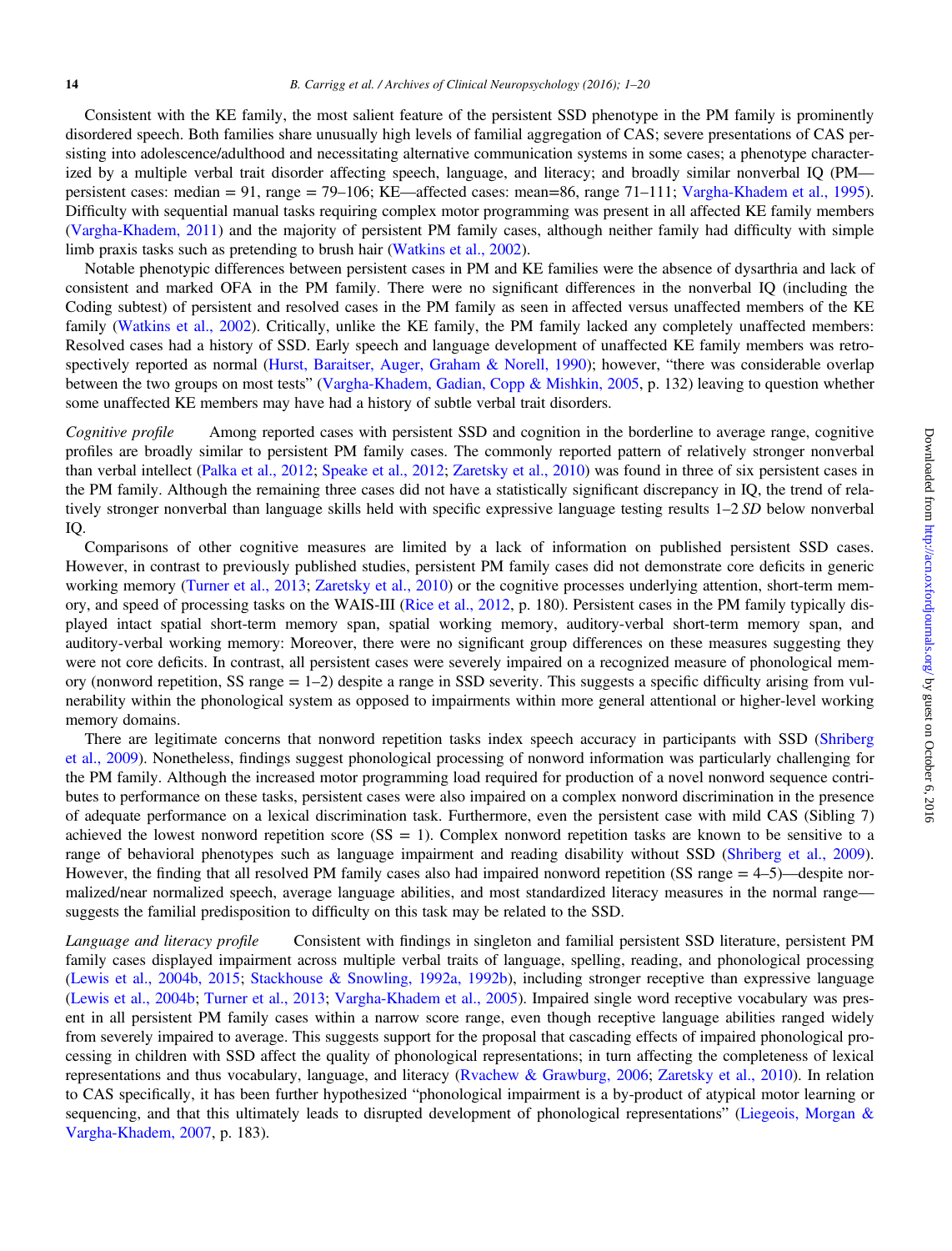Consistent with the KE family, the most salient feature of the persistent SSD phenotype in the PM family is prominently disordered speech. Both families share unusually high levels of familial aggregation of CAS; severe presentations of CAS persisting into adolescence/adulthood and necessitating alternative communication systems in some cases; a phenotype characterized by a multiple verbal trait disorder affecting speech, language, and literacy; and broadly similar nonverbal IQ (PM—persistent cases: median = 91, range = 79–106; KE—affected cases: mean=86, range 71–111; Vargha-Khadem et al., 1995). Difficulty with sequential manual tasks requiring complex motor programming was present in all affected KE family members (Vargha-Khadem, 2011) and the majority of persistent PM family cases, although neither family had difficulty with simple limb praxis tasks such as pretending to brush hair (Watkins et al., 2002).

Notable phenotypic differences between persistent cases in PM and KE families were the absence of dysarthria and lack of consistent and marked OFA in the PM family. There were no significant differences in the nonverbal IQ (including the Coding subtest) of persistent and resolved cases in the PM family as seen in affected versus unaffected members of the KE family (Watkins et al., 2002). Critically, unlike the KE family, the PM family lacked any completely unaffected members: Resolved cases had a history of SSD. Early speech and language development of unaffected KE family members was retrospectively reported as normal (Hurst, Baraitser, Auger, Graham & Norell, 1990); however, "there was considerable overlap between the two groups on most tests" (Vargha-Khadem, Gadian, Copp & Mishkin, 2005, p. 132) leaving to question whether some unaffected KE members may have had a history of subtle verbal trait disorders.

*Cognitive profile* Among reported cases with persistent SSD and cognition in the borderline to average range, cognitive profiles are broadly similar to persistent PM family cases. The commonly reported pattern of relatively stronger nonverbal than verbal intellect (Palka et al., 2012; Speake et al., 2012; Zaretsky et al., 2010) was found in three of six persistent cases in the PM family. Although the remaining three cases did not have a statistically significant discrepancy in IQ, the trend of relatively stronger nonverbal than language skills held with specific expressive language testing results 1–2 *SD* below nonverbal IQ.

Comparisons of other cognitive measures are limited by a lack of information on published persistent SSD cases. However, in contrast to previously published studies, persistent PM family cases did not demonstrate core deficits in generic working memory (Turner et al., 2013; Zaretsky et al., 2010) or the cognitive processes underlying attention, short-term memory, and speed of processing tasks on the WAIS-III (Rice et al., 2012, p. 180). Persistent cases in the PM family typically displayed intact spatial short-term memory span, spatial working memory, auditory-verbal short-term memory span, and auditory-verbal working memory: Moreover, there were no significant group differences on these measures suggesting they were not core deficits. In contrast, all persistent cases were severely impaired on a recognized measure of phonological memory (nonword repetition, SS range = 1–2) despite a range in SSD severity. This suggests a specific difficulty arising from vulnerability within the phonological system as opposed to impairments within more general attentional or higher-level working memory domains.

There are legitimate concerns that nonword repetition tasks index speech accuracy in participants with SSD (Shriberg et al., 2009). Nonetheless, findings suggest phonological processing of nonword information was particularly challenging for the PM family. Although the increased motor programming load required for production of a novel nonword sequence contributes to performance on these tasks, persistent cases were also impaired on a complex nonword discrimination in the presence of adequate performance on a lexical discrimination task. Furthermore, even the persistent case with mild CAS (Sibling 7) achieved the lowest nonword repetition score (SS = 1). Complex nonword repetition tasks are known to be sensitive to a range of behavioral phenotypes such as language impairment and reading disability without SSD (Shriberg et al., 2009). However, the finding that all resolved PM family cases also had impaired nonword repetition (SS range = 4–5)—despite normalized/near normalized speech, average language abilities, and most standardized literacy measures in the normal range—suggests the familial predisposition to difficulty on this task may be related to the SSD.

*Language and literacy profile* Consistent with findings in singleton and familial persistent SSD literature, persistent PM family cases displayed impairment across multiple verbal traits of language, spelling, reading, and phonological processing (Lewis et al., 2004b, 2015; Stackhouse & Snowling, 1992a, 1992b), including stronger receptive than expressive language (Lewis et al., 2004b; Turner et al., 2013; Vargha-Khadem et al., 2005). Impaired single word receptive vocabulary was present in all persistent PM family cases within a narrow score range, even though receptive language abilities ranged widely from severely impaired to average. This suggests support for the proposal that cascading effects of impaired phonological processing in children with SSD affect the quality of phonological representations; in turn affecting the completeness of lexical representations and thus vocabulary, language, and literacy (Rvachew & Grawburg, 2006; Zaretsky et al., 2010). In relation to CAS specifically, it has been further hypothesized "phonological impairment is a by-product of atypical motor learning or sequencing, and that this ultimately leads to disrupted development of phonological representations" (Liegeois, Morgan & Vargha-Khadem, 2007, p. 183).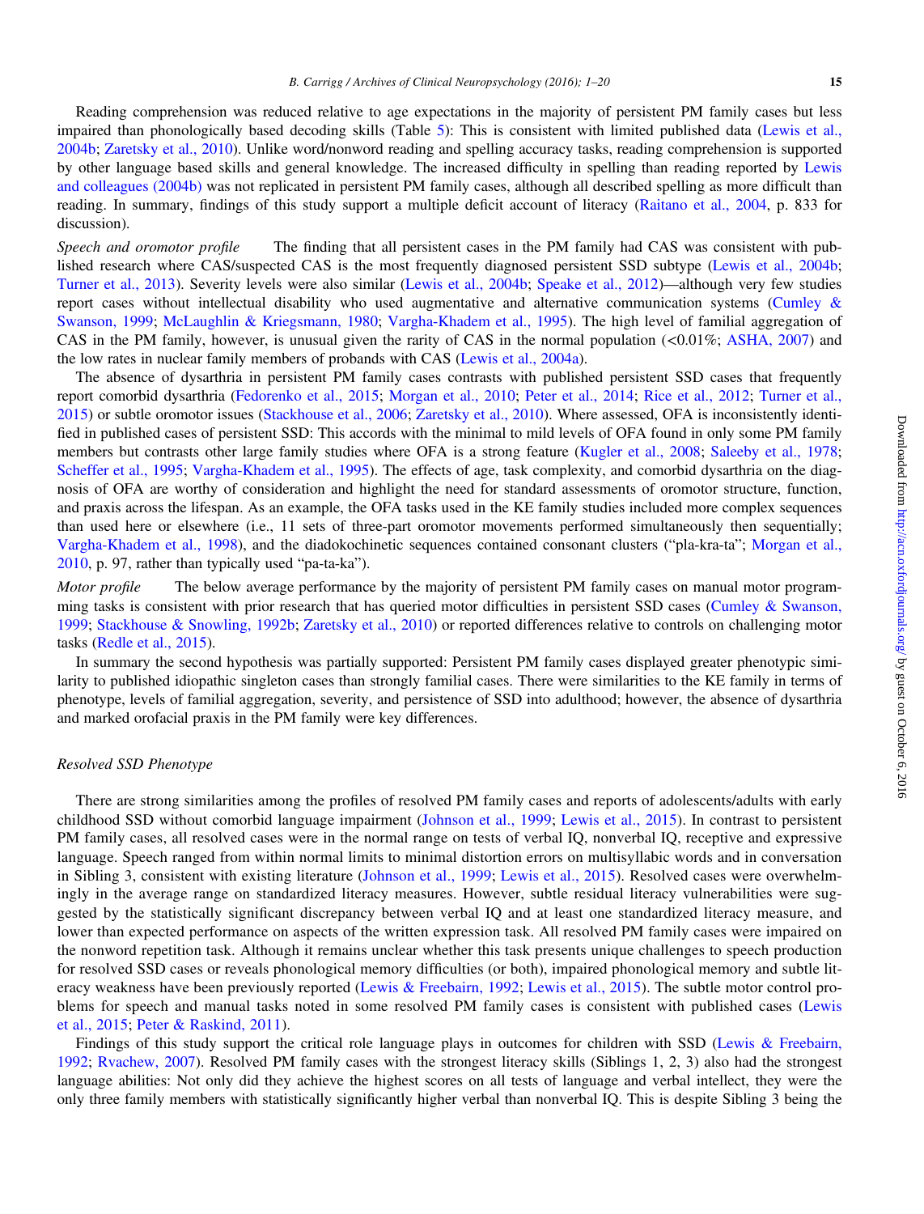Reading comprehension was reduced relative to age expectations in the majority of persistent PM family cases but less impaired than phonologically based decoding skills (Table 5): This is consistent with limited published data (Lewis et al., 2004b; Zaretsky et al., 2010). Unlike word/nonword reading and spelling accuracy tasks, reading comprehension is supported by other language based skills and general knowledge. The increased difficulty in spelling than reading reported by Lewis and colleagues (2004b) was not replicated in persistent PM family cases, although all described spelling as more difficult than reading. In summary, findings of this study support a multiple deficit account of literacy (Raitano et al., 2004, p. 833 for discussion).

*Speech and oromotor profile* The finding that all persistent cases in the PM family had CAS was consistent with published research where CAS/suspected CAS is the most frequently diagnosed persistent SSD subtype (Lewis et al., 2004b; Turner et al., 2013). Severity levels were also similar (Lewis et al., 2004b; Speake et al., 2012)—although very few studies report cases without intellectual disability who used augmentative and alternative communication systems (Cumley & Swanson, 1999; McLaughlin & Kriegsmann, 1980; Vargha-Khadem et al., 1995). The high level of familial aggregation of CAS in the PM family, however, is unusual given the rarity of CAS in the normal population (<0.01%; ASHA, 2007) and the low rates in nuclear family members of probands with CAS (Lewis et al., 2004a).

The absence of dysarthria in persistent PM family cases contrasts with published persistent SSD cases that frequently report comorbid dysarthria (Fedorenko et al., 2015; Morgan et al., 2010; Peter et al., 2014; Rice et al., 2012; Turner et al., 2015) or subtle oromotor issues (Stackhouse et al., 2006; Zaretsky et al., 2010). Where assessed, OFA is inconsistently identified in published cases of persistent SSD: This accords with the minimal to mild levels of OFA found in only some PM family members but contrasts other large family studies where OFA is a strong feature (Kugler et al., 2008; Saleeby et al., 1978; Scheffer et al., 1995; Vargha-Khadem et al., 1995). The effects of age, task complexity, and comorbid dysarthria on the diagnosis of OFA are worthy of consideration and highlight the need for standard assessments of oromotor structure, function, and praxis across the lifespan. As an example, the OFA tasks used in the KE family studies included more complex sequences than used here or elsewhere (i.e., 11 sets of three-part oromotor movements performed simultaneously then sequentially; Vargha-Khadem et al., 1998), and the diadochokinetic sequences contained consonant clusters ("pla-kra-ta"; Morgan et al., 2010, p. 97, rather than typically used "pa-ta-ka").

*Motor profile* The below average performance by the majority of persistent PM family cases on manual motor programming tasks is consistent with prior research that has queried motor difficulties in persistent SSD cases (Cumley & Swanson, 1999; Stackhouse & Snowling, 1992b; Zaretsky et al., 2010) or reported differences relative to controls on challenging motor tasks (Redle et al., 2015).

In summary the second hypothesis was partially supported: Persistent PM family cases displayed greater phenotypic similarity to published idiopathic singleton cases than strongly familial cases. There were similarities to the KE family in terms of phenotype, levels of familial aggregation, severity, and persistence of SSD into adulthood; however, the absence of dysarthria and marked orofacial praxis in the PM family were key differences.

### *Resolved SSD Phenotype*

There are strong similarities among the profiles of resolved PM family cases and reports of adolescents/adults with early childhood SSD without comorbid language impairment (Johnson et al., 1999; Lewis et al., 2015). In contrast to persistent PM family cases, all resolved cases were in the normal range on tests of verbal IQ, nonverbal IQ, receptive and expressive language. Speech ranged from within normal limits to minimal distortion errors on multisyllabic words and in conversation in Sibling 3, consistent with existing literature (Johnson et al., 1999; Lewis et al., 2015). Resolved cases were overwhelmingly in the average range on standardized literacy measures. However, subtle residual literacy vulnerabilities were suggested by the statistically significant discrepancy between verbal IQ and at least one standardized literacy measure, and lower than expected performance on aspects of the written expression task. All resolved PM family cases were impaired on the nonword repetition task. Although it remains unclear whether this task presents unique challenges to speech production for resolved SSD cases or reveals phonological memory difficulties (or both), impaired phonological memory and subtle literacy weakness have been previously reported (Lewis & Freebairn, 1992; Lewis et al., 2015). The subtle motor control problems for speech and manual tasks noted in some resolved PM family cases is consistent with published cases (Lewis et al., 2015; Peter & Raskind, 2011).

Findings of this study support the critical role language plays in outcomes for children with SSD (Lewis & Freebairn, 1992; Rvachew, 2007). Resolved PM family cases with the strongest literacy skills (Siblings 1, 2, 3) also had the strongest language abilities: Not only did they achieve the highest scores on all tests of language and verbal intellect, they were the only three family members with statistically significantly higher verbal than nonverbal IQ. This is despite Sibling 3 being the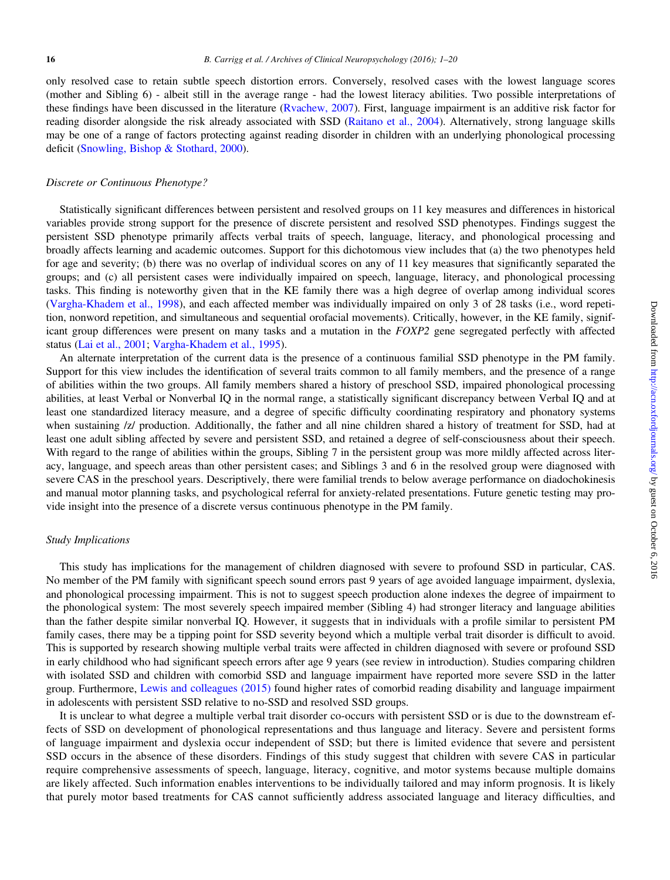only resolved case to retain subtle speech distortion errors. Conversely, resolved cases with the lowest language scores (mother and Sibling 6) - albeit still in the average range - had the lowest literacy abilities. Two possible interpretations of these findings have been discussed in the literature (Rvachew, 2007). First, language impairment is an additive risk factor for reading disorder alongside the risk already associated with SSD (Raitano et al., 2004). Alternatively, strong language skills may be one of a range of factors protecting against reading disorder in children with an underlying phonological processing deficit (Snowling, Bishop & Stothard, 2000).

### *Discrete or Continuous Phenotype?*

Statistically significant differences between persistent and resolved groups on 11 key measures and differences in historical variables provide strong support for the presence of discrete persistent and resolved SSD phenotypes. Findings suggest the persistent SSD phenotype primarily affects verbal traits of speech, language, literacy, and phonological processing and broadly affects learning and academic outcomes. Support for this dichotomous view includes that (a) the two phenotypes held for age and severity; (b) there was no overlap of individual scores on any of 11 key measures that significantly separated the groups; and (c) all persistent cases were individually impaired on speech, language, literacy, and phonological processing tasks. This finding is noteworthy given that in the KE family there was a high degree of overlap among individual scores (Vargha-Khadem et al., 1998), and each affected member was individually impaired on only 3 of 28 tasks (i.e., word repetition, nonword repetition, and simultaneous and sequential orofacial movements). Critically, however, in the KE family, significant group differences were present on many tasks and a mutation in the *FOXP2* gene segregated perfectly with affected status (Lai et al., 2001; Vargha-Khadem et al., 1995).

An alternate interpretation of the current data is the presence of a continuous familial SSD phenotype in the PM family. Support for this view includes the identification of several traits common to all family members, and the presence of a range of abilities within the two groups. All family members shared a history of preschool SSD, impaired phonological processing abilities, at least Verbal or Nonverbal IQ in the normal range, a statistically significant discrepancy between Verbal IQ and at least one standardized literacy measure, and a degree of specific difficulty coordinating respiratory and phonatory systems when sustaining /z/ production. Additionally, the father and all nine children shared a history of treatment for SSD, had at least one adult sibling affected by severe and persistent SSD, and retained a degree of self-consciousness about their speech. With regard to the range of abilities within the groups, Sibling 7 in the persistent group was more mildly affected across literacy, language, and speech areas than other persistent cases; and Siblings 3 and 6 in the resolved group were diagnosed with severe CAS in the preschool years. Descriptively, there were familial trends to below average performance on diadochokinesis and manual motor planning tasks, and psychological referral for anxiety-related presentations. Future genetic testing may provide insight into the presence of a discrete versus continuous phenotype in the PM family.

### *Study Implications*

This study has implications for the management of children diagnosed with severe to profound SSD in particular, CAS. No member of the PM family with significant speech sound errors past 9 years of age avoided language impairment, dyslexia, and phonological processing impairment. This is not to suggest speech production alone indexes the degree of impairment to the phonological system: The most severely speech impaired member (Sibling 4) had stronger literacy and language abilities than the father despite similar nonverbal IQ. However, it suggests that in individuals with a profile similar to persistent PM family cases, there may be a tipping point for SSD severity beyond which a multiple verbal trait disorder is difficult to avoid. This is supported by research showing multiple verbal traits were affected in children diagnosed with severe or profound SSD in early childhood who had significant speech errors after age 9 years (see review in introduction). Studies comparing children with isolated SSD and children with comorbid SSD and language impairment have reported more severe SSD in the latter group. Furthermore, Lewis and colleagues (2015) found higher rates of comorbid reading disability and language impairment in adolescents with persistent SSD relative to no-SSD and resolved SSD groups.

It is unclear to what degree a multiple verbal trait disorder co-occurs with persistent SSD or is due to the downstream effects of SSD on development of phonological representations and thus language and literacy. Severe and persistent forms of language impairment and dyslexia occur independent of SSD; but there is limited evidence that severe and persistent SSD occurs in the absence of these disorders. Findings of this study suggest that children with severe CAS in particular require comprehensive assessments of speech, language, literacy, cognitive, and motor systems because multiple domains are likely affected. Such information enables interventions to be individually tailored and may inform prognosis. It is likely that purely motor based treatments for CAS cannot sufficiently address associated language and literacy difficulties, and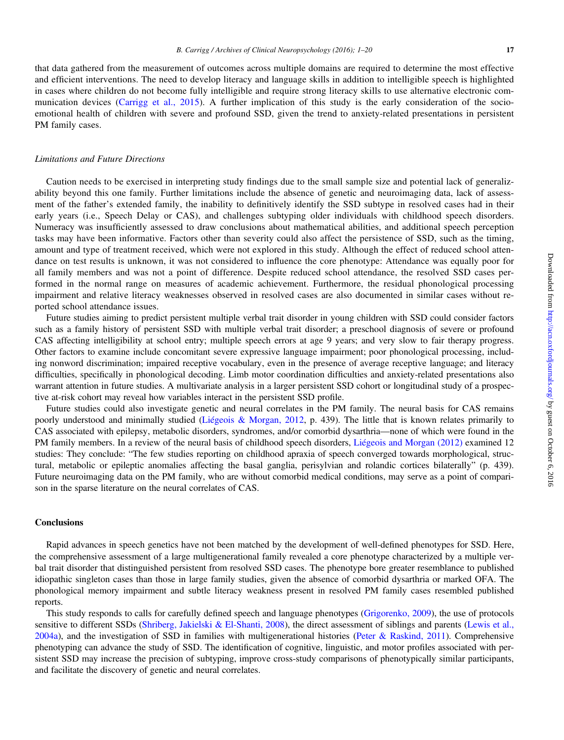that data gathered from the measurement of outcomes across multiple domains are required to determine the most effective and efficient interventions. The need to develop literacy and language skills in addition to intelligible speech is highlighted in cases where children do not become fully intelligible and require strong literacy skills to use alternative electronic communication devices (Carrigg et al., 2015). A further implication of this study is the early consideration of the socio-emotional health of children with severe and profound SSD, given the trend to anxiety-related presentations in persistent PM family cases.

### *Limitations and Future Directions*

Caution needs to be exercised in interpreting study findings due to the small sample size and potential lack of generalizability beyond this one family. Further limitations include the absence of genetic and neuroimaging data, lack of assessment of the father's extended family, the inability to definitively identify the SSD subtype in resolved cases had in their early years (i.e., Speech Delay or CAS), and challenges subtyping older individuals with childhood speech disorders. Numeracy was insufficiently assessed to draw conclusions about mathematical abilities, and additional speech perception tasks may have been informative. Factors other than severity could also affect the persistence of SSD, such as the timing, amount and type of treatment received, which were not explored in this study. Although the effect of reduced school attendance on test results is unknown, it was not considered to influence the core phenotype: Attendance was equally poor for all family members and was not a point of difference. Despite reduced school attendance, the resolved SSD cases performed in the normal range on measures of academic achievement. Furthermore, the residual phonological processing impairment and relative literacy weaknesses observed in resolved cases are also documented in similar cases without reported school attendance issues.

Future studies aiming to predict persistent multiple verbal trait disorder in young children with SSD could consider factors such as a family history of persistent SSD with multiple verbal trait disorder; a preschool diagnosis of severe or profound CAS affecting intelligibility at school entry; multiple speech errors at age 9 years; and very slow to fair therapy progress. Other factors to examine include concomitant severe expressive language impairment; poor phonological processing, including nonword discrimination; impaired receptive vocabulary, even in the presence of average receptive language; and literacy difficulties, specifically in phonological decoding. Limb motor coordination difficulties and anxiety-related presentations also warrant attention in future studies. A multivariate analysis in a larger persistent SSD cohort or longitudinal study of a prospective at-risk cohort may reveal how variables interact in the persistent SSD profile.

Future studies could also investigate genetic and neural correlates in the PM family. The neural basis for CAS remains poorly understood and minimally studied (Liégeois & Morgan, 2012, p. 439). The little that is known relates primarily to CAS associated with epilepsy, metabolic disorders, syndromes, and/or comorbid dysarthria—none of which were found in the PM family members. In a review of the neural basis of childhood speech disorders, Liégeois and Morgan (2012) examined 12 studies: They conclude: "The few studies reporting on childhood apraxia of speech converged towards morphological, structural, metabolic or epileptic anomalies affecting the basal ganglia, perisylvian and rolandic cortices bilaterally" (p. 439). Future neuroimaging data on the PM family, who are without comorbid medical conditions, may serve as a point of comparison in the sparse literature on the neural correlates of CAS.

## Conclusions

Rapid advances in speech genetics have not been matched by the development of well-defined phenotypes for SSD. Here, the comprehensive assessment of a large multigenerational family revealed a core phenotype characterized by a multiple verbal trait disorder that distinguished persistent from resolved SSD cases. The phenotype bore greater resemblance to published idiopathic singleton cases than those in large family studies, given the absence of comorbid dysarthria or marked OFA. The phonological memory impairment and subtle literacy weakness present in resolved PM family cases resembled published reports.

This study responds to calls for carefully defined speech and language phenotypes (Grigorenko, 2009), the use of protocols sensitive to different SSDs (Shriberg, Jakielski & El-Shanti, 2008), the direct assessment of siblings and parents (Lewis et al., 2004a), and the investigation of SSD in families with multigenerational histories (Peter & Raskind, 2011). Comprehensive phenotyping can advance the study of SSD. The identification of cognitive, linguistic, and motor profiles associated with persistent SSD may increase the precision of subtyping, improve cross-study comparisons of phenotypically similar participants, and facilitate the discovery of genetic and neural correlates.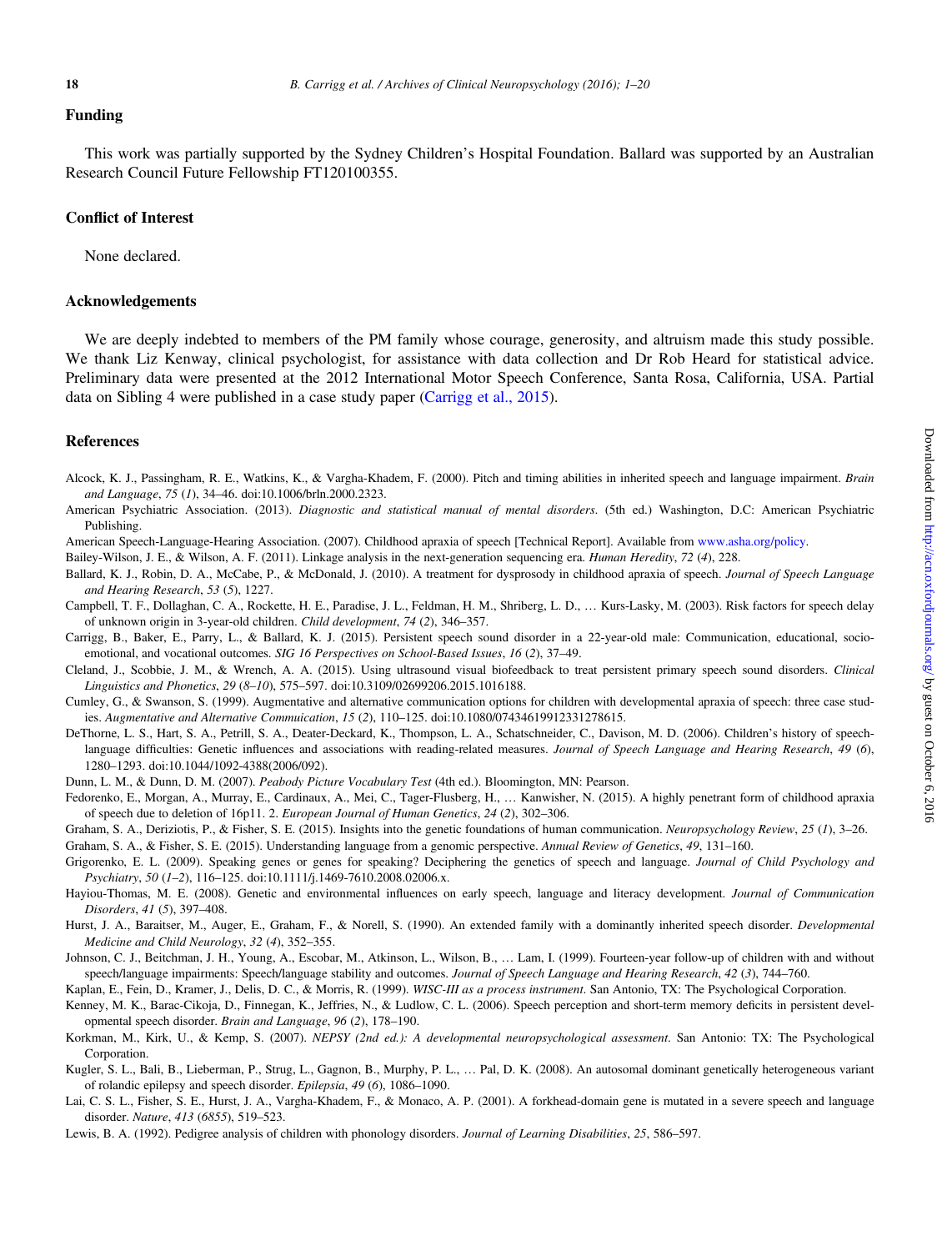## Funding

This work was partially supported by the Sydney Children's Hospital Foundation. Ballard was supported by an Australian Research Council Future Fellowship FT120100355.

## Conflict of Interest

None declared.

## Acknowledgements

We are deeply indebted to members of the PM family whose courage, generosity, and altruism made this study possible. We thank Liz Kenway, clinical psychologist, for assistance with data collection and Dr Rob Heard for statistical advice. Preliminary data were presented at the 2012 International Motor Speech Conference, Santa Rosa, California, USA. Partial data on Sibling 4 were published in a case study paper (Carrigg et al., 2015).

## References

Alcock, K. J., Passingham, R. E., Watkins, K., & Vargha-Khadem, F. (2000). Pitch and timing abilities in inherited speech and language impairment. *Brain and Language*, *75* (*1*), 34–46. doi:10.1006/brln.2000.2323.

American Psychiatric Association. (2013). *Diagnostic and statistical manual of mental disorders*. (5th ed.) Washington, D.C: American Psychiatric Publishing.

American Speech-Language-Hearing Association. (2007). Childhood apraxia of speech [Technical Report]. Available from www.asha.org/policy.

Bailey-Wilson, J. E., & Wilson, A. F. (2011). Linkage analysis in the next-generation sequencing era. *Human Heredity*, *72* (*4*), 228.

Ballard, K. J., Robin, D. A., McCabe, P., & McDonald, J. (2010). A treatment for dysprosody in childhood apraxia of speech. *Journal of Speech Language and Hearing Research*, *53* (*5*), 1227.

Campbell, T. F., Dollaghan, C. A., Rockette, H. E., Paradise, J. L., Feldman, H. M., Shriberg, L. D., … Kurs-Lasky, M. (2003). Risk factors for speech delay of unknown origin in 3-year-old children. *Child development*, *74* (*2*), 346–357.

Carrigg, B., Baker, E., Parry, L., & Ballard, K. J. (2015). Persistent speech sound disorder in a 22-year-old male: Communication, educational, socio-emotional, and vocational outcomes. *SIG 16 Perspectives on School-Based Issues*, *16* (*2*), 37–49.

Cleland, J., Scobbie, J. M., & Wrench, A. A. (2015). Using ultrasound visual biofeedback to treat persistent primary speech sound disorders. *Clinical Linguistics and Phonetics*, *29* (*8–10*), 575–597. doi:10.3109/02699206.2015.1016188.

Cumley, G., & Swanson, S. (1999). Augmentative and alternative communication options for children with developmental apraxia of speech: three case studies. *Augmentative and Alternative Commuication*, *15* (*2*), 110–125. doi:10.1080/07434619912331278615.

DeThorne, L. S., Hart, S. A., Petrill, S. A., Deater-Deckard, K., Thompson, L. A., Schatschneider, C., Davison, M. D. (2006). Children's history of speech-language difficulties: Genetic influences and associations with reading-related measures. *Journal of Speech Language and Hearing Research*, *49* (*6*), 1280–1293. doi:10.1044/1092-4388(2006/092).

Dunn, L. M., & Dunn, D. M. (2007). *Peabody Picture Vocabulary Test* (4th ed.). Bloomington, MN: Pearson.

Fedorenko, E., Morgan, A., Murray, E., Cardinaux, A., Mei, C., Tager-Flusberg, H., … Kanwisher, N. (2015). A highly penetrant form of childhood apraxia of speech due to deletion of 16p11. 2. *European Journal of Human Genetics*, *24* (*2*), 302–306.

Graham, S. A., Deriziotis, P., & Fisher, S. E. (2015). Insights into the genetic foundations of human communication. *Neuropsychology Review*, *25* (*1*), 3–26.

Graham, S. A., & Fisher, S. E. (2015). Understanding language from a genomic perspective. *Annual Review of Genetics*, *49*, 131–160.

Grigorenko, E. L. (2009). Speaking genes or genes for speaking? Deciphering the genetics of speech and language. *Journal of Child Psychology and Psychiatry*, *50* (*1–2*), 116–125. doi:10.1111/j.1469-7610.2008.02006.x.

Hayiou-Thomas, M. E. (2008). Genetic and environmental influences on early speech, language and literacy development. *Journal of Communication Disorders*, *41* (*5*), 397–408.

Hurst, J. A., Baraitser, M., Auger, E., Graham, F., & Norell, S. (1990). An extended family with a dominantly inherited speech disorder. *Developmental Medicine and Child Neurology*, *32* (*4*), 352–355.

Johnson, C. J., Beitchman, J. H., Young, A., Escobar, M., Atkinson, L., Wilson, B., … Lam, I. (1999). Fourteen-year follow-up of children with and without speech/language impairments: Speech/language stability and outcomes. *Journal of Speech Language and Hearing Research*, *42* (*3*), 744–760.

Kaplan, E., Fein, D., Kramer, J., Delis, D. C., & Morris, R. (1999). *WISC-III as a process instrument*. San Antonio, TX: The Psychological Corporation.

Kenney, M. K., Barac-Cikoja, D., Finnegan, K., Jeffries, N., & Ludlow, C. L. (2006). Speech perception and short-term memory deficits in persistent developmental speech disorder. *Brain and Language*, *96* (*2*), 178–190.

Korkman, M., Kirk, U., & Kemp, S. (2007). *NEPSY (2nd ed.): A developmental neuropsychological assessment*. San Antonio: TX: The Psychological Corporation.

Kugler, S. L., Bali, B., Lieberman, P., Strug, L., Gagnon, B., Murphy, P. L., … Pal, D. K. (2008). An autosomal dominant genetically heterogeneous variant of rolandic epilepsy and speech disorder. *Epilepsia*, *49* (*6*), 1086–1090.

Lai, C. S. L., Fisher, S. E., Hurst, J. A., Vargha-Khadem, F., & Monaco, A. P. (2001). A forkhead-domain gene is mutated in a severe speech and language disorder. *Nature*, *413* (*6855*), 519–523.

Lewis, B. A. (1992). Pedigree analysis of children with phonology disorders. *Journal of Learning Disabilities*, *25*, 586–597.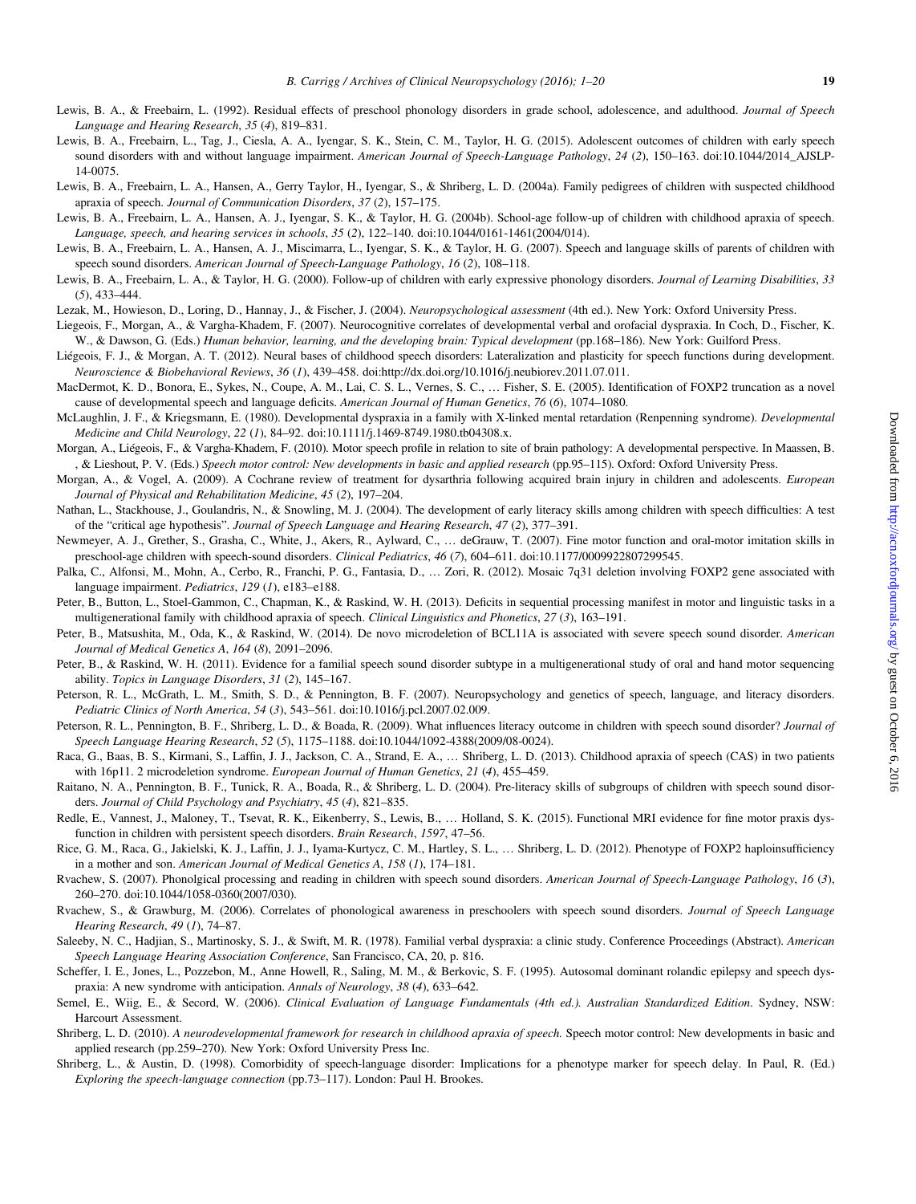Lewis, B. A., & Freebairn, L. (1992). Residual effects of preschool phonology disorders in grade school, adolescence, and adulthood. *Journal of Speech Language and Hearing Research*, *35* (*4*), 819–831.

Lewis, B. A., Freebairn, L., Tag, J., Ciesla, A. A., Iyengar, S. K., Stein, C. M., Taylor, H. G. (2015). Adolescent outcomes of children with early speech sound disorders with and without language impairment. *American Journal of Speech-Language Pathology*, *24* (*2*), 150–163. doi:10.1044/2014_AJSLP-14-0075.

Lewis, B. A., Freebairn, L. A., Hansen, A., Gerry Taylor, H., Iyengar, S., & Shriberg, L. D. (2004a). Family pedigrees of children with suspected childhood apraxia of speech. *Journal of Communication Disorders*, *37* (*2*), 157–175.

Lewis, B. A., Freebairn, L. A., Hansen, A. J., Iyengar, S. K., & Taylor, H. G. (2004b). School-age follow-up of children with childhood apraxia of speech. *Language, speech, and hearing services in schools*, *35* (*2*), 122–140. doi:10.1044/0161-1461(2004/014).

Lewis, B. A., Freebairn, L. A., Hansen, A. J., Miscimarra, L., Iyengar, S. K., & Taylor, H. G. (2007). Speech and language skills of parents of children with speech sound disorders. *American Journal of Speech-Language Pathology*, *16* (*2*), 108–118.

Lewis, B. A., Freebairn, L. A., & Taylor, H. G. (2000). Follow-up of children with early expressive phonology disorders. *Journal of Learning Disabilities*, *33* (*5*), 433–444.

Lezak, M., Howieson, D., Loring, D., Hannay, J., & Fischer, J. (2004). *Neuropsychological assessment* (4th ed.). New York: Oxford University Press.

Liegeois, F., Morgan, A., & Vargha-Khadem, F. (2007). Neurocognitive correlates of developmental verbal and orofacial dyspraxia. In Coch, D., Fischer, K. W., & Dawson, G. (Eds.) *Human behavior, learning, and the developing brain: Typical development* (pp.168–186). New York: Guilford Press.

Liégeois, F. J., & Morgan, A. T. (2012). Neural bases of childhood speech disorders: Lateralization and plasticity for speech functions during development. *Neuroscience & Biobehavioral Reviews*, *36* (*1*), 439–458. doi:http://dx.doi.org/10.1016/j.neubiorev.2011.07.011.

MacDermot, K. D., Bonora, E., Sykes, N., Coupe, A. M., Lai, C. S. L., Vernes, S. C., … Fisher, S. E. (2005). Identification of FOXP2 truncation as a novel cause of developmental speech and language deficits. *American Journal of Human Genetics*, *76* (*6*), 1074–1080.

McLaughlin, J. F., & Kriegsmann, E. (1980). Developmental dyspraxia in a family with X-linked mental retardation (Renpenning syndrome). *Developmental Medicine and Child Neurology*, *22* (*1*), 84–92. doi:10.1111/j.1469-8749.1980.tb04308.x.

Morgan, A., Liégeois, F., & Vargha-Khadem, F. (2010). Motor speech profile in relation to site of brain pathology: A developmental perspective. In Maassen, B. , & Lieshout, P. V. (Eds.) *Speech motor control: New developments in basic and applied research* (pp.95–115). Oxford: Oxford University Press.

Morgan, A., & Vogel, A. (2009). A Cochrane review of treatment for dysarthria following acquired brain injury in children and adolescents. *European Journal of Physical and Rehabilitation Medicine*, *45* (*2*), 197–204.

Nathan, L., Stackhouse, J., Goulandris, N., & Snowling, M. J. (2004). The development of early literacy skills among children with speech difficulties: A test of the "critical age hypothesis". *Journal of Speech Language and Hearing Research*, *47* (*2*), 377–391.

Newmeyer, A. J., Grether, S., Grasha, C., White, J., Akers, R., Aylward, C., … deGrauw, T. (2007). Fine motor function and oral-motor imitation skills in preschool-age children with speech-sound disorders. *Clinical Pediatrics*, *46* (*7*), 604–611. doi:10.1177/0009922807299545.

Palka, C., Alfonsi, M., Mohn, A., Cerbo, R., Franchi, P. G., Fantasia, D., … Zori, R. (2012). Mosaic 7q31 deletion involving FOXP2 gene associated with language impairment. *Pediatrics*, *129* (*1*), e183–e188.

Peter, B., Button, L., Stoel-Gammon, C., Chapman, K., & Raskind, W. H. (2013). Deficits in sequential processing manifest in motor and linguistic tasks in a multigenerational family with childhood apraxia of speech. *Clinical Linguistics and Phonetics*, *27* (*3*), 163–191.

Peter, B., Matsushita, M., Oda, K., & Raskind, W. (2014). De novo microdeletion of BCL11A is associated with severe speech sound disorder. *American Journal of Medical Genetics A*, *164* (*8*), 2091–2096.

Peter, B., & Raskind, W. H. (2011). Evidence for a familial speech sound disorder subtype in a multigenerational study of oral and hand motor sequencing ability. *Topics in Language Disorders*, *31* (*2*), 145–167.

Peterson, R. L., McGrath, L. M., Smith, S. D., & Pennington, B. F. (2007). Neuropsychology and genetics of speech, language, and literacy disorders. *Pediatric Clinics of North America*, *54* (*3*), 543–561. doi:10.1016/j.pcl.2007.02.009.

Peterson, R. L., Pennington, B. F., Shriberg, L. D., & Boada, R. (2009). What influences literacy outcome in children with speech sound disorder? *Journal of Speech Language Hearing Research*, *52* (*5*), 1175–1188. doi:10.1044/1092-4388(2009/08-0024).

Raca, G., Baas, B. S., Kirmani, S., Laffin, J. J., Jackson, C. A., Strand, E. A., … Shriberg, L. D. (2013). Childhood apraxia of speech (CAS) in two patients with 16p11. 2 microdeletion syndrome. *European Journal of Human Genetics*, *21* (*4*), 455–459.

Raitano, N. A., Pennington, B. F., Tunick, R. A., Boada, R., & Shriberg, L. D. (2004). Pre-literacy skills of subgroups of children with speech sound disorders. *Journal of Child Psychology and Psychiatry*, *45* (*4*), 821–835.

Redle, E., Vannest, J., Maloney, T., Tsevat, R. K., Eikenberry, S., Lewis, B., … Holland, S. K. (2015). Functional MRI evidence for fine motor praxis dysfunction in children with persistent speech disorders. *Brain Research*, *1597*, 47–56.

Rice, G. M., Raca, G., Jakielski, K. J., Laffin, J. J., Iyama-Kurtycz, C. M., Hartley, S. L., … Shriberg, L. D. (2012). Phenotype of FOXP2 haploinsufficiency in a mother and son. *American Journal of Medical Genetics A*, *158* (*1*), 174–181.

Rvachew, S. (2007). Phonolgical processing and reading in children with speech sound disorders. *American Journal of Speech-Language Pathology*, *16* (*3*), 260–270. doi:10.1044/1058-0360(2007/030).

Rvachew, S., & Grawburg, M. (2006). Correlates of phonological awareness in preschoolers with speech sound disorders. *Journal of Speech Language Hearing Research*, *49* (*1*), 74–87.

Saleeby, N. C., Hadjian, S., Martinosky, S. J., & Swift, M. R. (1978). Familial verbal dyspraxia: a clinic study. Conference Proceedings (Abstract). *American Speech Language Hearing Association Conference*, San Francisco, CA, 20, p. 816.

Scheffer, I. E., Jones, L., Pozzebon, M., Anne Howell, R., Saling, M. M., & Berkovic, S. F. (1995). Autosomal dominant rolandic epilepsy and speech dyspraxia: A new syndrome with anticipation. *Annals of Neurology*, *38* (*4*), 633–642.

Semel, E., Wiig, E., & Secord, W. (2006). *Clinical Evaluation of Language Fundamentals (4th ed.). Australian Standardized Edition*. Sydney, NSW: Harcourt Assessment.

Shriberg, L. D. (2010). *A neurodevelopmental framework for research in childhood apraxia of speech.* Speech motor control: New developments in basic and applied research (pp.259–270). New York: Oxford University Press Inc.

Shriberg, L., & Austin, D. (1998). Comorbidity of speech-language disorder: Implications for a phenotype marker for speech delay. In Paul, R. (Ed.) *Exploring the speech-language connection* (pp.73–117). London: Paul H. Brookes.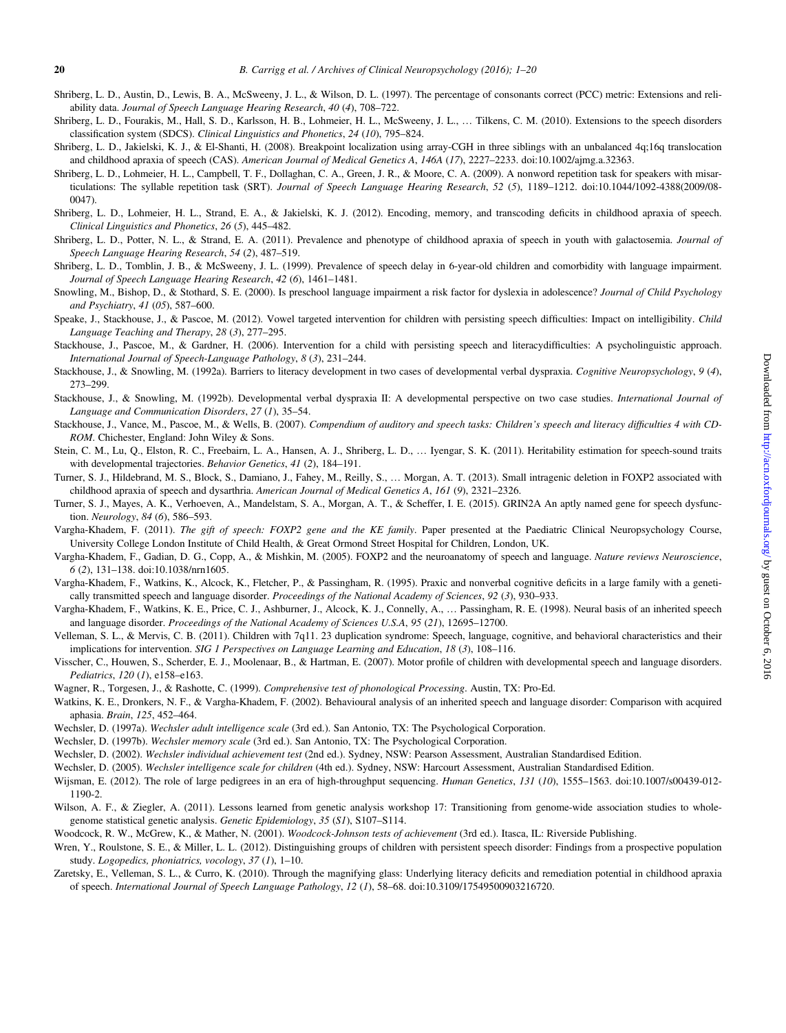Shriberg, L. D., Austin, D., Lewis, B. A., McSweeny, J. L., & Wilson, D. L. (1997). The percentage of consonants correct (PCC) metric: Extensions and reliability data. *Journal of Speech Language Hearing Research*, *40* (*4*), 708–722.

Shriberg, L. D., Fourakis, M., Hall, S. D., Karlsson, H. B., Lohmeier, H. L., McSweeny, J. L., … Tilkens, C. M. (2010). Extensions to the speech disorders classification system (SDCS). *Clinical Linguistics and Phonetics*, *24* (*10*), 795–824.

Shriberg, L. D., Jakielski, K. J., & El-Shanti, H. (2008). Breakpoint localization using array-CGH in three siblings with an unbalanced 4q;16q translocation and childhood apraxia of speech (CAS). *American Journal of Medical Genetics A*, *146A* (*17*), 2227–2233. doi:10.1002/ajmg.a.32363.

Shriberg, L. D., Lohmeier, H. L., Campbell, T. F., Dollaghan, C. A., Green, J. R., & Moore, C. A. (2009). A nonword repetition task for speakers with misarticulations: The syllable repetition task (SRT). *Journal of Speech Language Hearing Research*, *52* (*5*), 1189–1212. doi:10.1044/1092-4388(2009/08-0047).

Shriberg, L. D., Lohmeier, H. L., Strand, E. A., & Jakielski, K. J. (2012). Encoding, memory, and transcoding deficits in childhood apraxia of speech. *Clinical Linguistics and Phonetics*, *26* (*5*), 445–482.

Shriberg, L. D., Potter, N. L., & Strand, E. A. (2011). Prevalence and phenotype of childhood apraxia of speech in youth with galactosemia. *Journal of Speech Language Hearing Research*, *54* (*2*), 487–519.

Shriberg, L. D., Tomblin, J. B., & McSweeny, J. L. (1999). Prevalence of speech delay in 6-year-old children and comorbidity with language impairment. *Journal of Speech Language Hearing Research*, *42* (*6*), 1461–1481.

Snowling, M., Bishop, D., & Stothard, S. E. (2000). Is preschool language impairment a risk factor for dyslexia in adolescence? *Journal of Child Psychology and Psychiatry*, *41* (*05*), 587–600.

Speake, J., Stackhouse, J., & Pascoe, M. (2012). Vowel targeted intervention for children with persisting speech difficulties: Impact on intelligibility. *Child Language Teaching and Therapy*, *28* (*3*), 277–295.

Stackhouse, J., Pascoe, M., & Gardner, H. (2006). Intervention for a child with persisting speech and literacydifficulties: A psycholinguistic approach. *International Journal of Speech-Language Pathology*, *8* (*3*), 231–244.

Stackhouse, J., & Snowling, M. (1992a). Barriers to literacy development in two cases of developmental verbal dyspraxia. *Cognitive Neuropsychology*, *9* (*4*), 273–299.

Stackhouse, J., & Snowling, M. (1992b). Developmental verbal dyspraxia II: A developmental perspective on two case studies. *International Journal of Language and Communication Disorders*, *27* (*1*), 35–54.

Stackhouse, J., Vance, M., Pascoe, M., & Wells, B. (2007). *Compendium of auditory and speech tasks: Children's speech and literacy difficulties 4 with CD-ROM*. Chichester, England: John Wiley & Sons.

Stein, C. M., Lu, Q., Elston, R. C., Freebairn, L. A., Hansen, A. J., Shriberg, L. D., … Iyengar, S. K. (2011). Heritability estimation for speech-sound traits with developmental trajectories. *Behavior Genetics*, *41* (*2*), 184–191.

Turner, S. J., Hildebrand, M. S., Block, S., Damiano, J., Fahey, M., Reilly, S., … Morgan, A. T. (2013). Small intragenic deletion in FOXP2 associated with childhood apraxia of speech and dysarthria. *American Journal of Medical Genetics A*, *161* (*9*), 2321–2326.

Turner, S. J., Mayes, A. K., Verhoeven, A., Mandelstam, S. A., Morgan, A. T., & Scheffer, I. E. (2015). GRIN2A An aptly named gene for speech dysfunction. *Neurology*, *84* (*6*), 586–593.

Vargha-Khadem, F. (2011). *The gift of speech: FOXP2 gene and the KE family*. Paper presented at the Paediatric Clinical Neuropsychology Course, University College London Institute of Child Health, & Great Ormond Street Hospital for Children, London, UK.

Vargha-Khadem, F., Gadian, D. G., Copp, A., & Mishkin, M. (2005). FOXP2 and the neuroanatomy of speech and language. *Nature reviews Neuroscience*, *6* (*2*), 131–138. doi:10.1038/nrn1605.

Vargha-Khadem, F., Watkins, K., Alcock, K., Fletcher, P., & Passingham, R. (1995). Praxic and nonverbal cognitive deficits in a large family with a genetically transmitted speech and language disorder. *Proceedings of the National Academy of Sciences*, *92* (*3*), 930–933.

Vargha-Khadem, F., Watkins, K. E., Price, C. J., Ashburner, J., Alcock, K. J., Connelly, A., … Passingham, R. E. (1998). Neural basis of an inherited speech and language disorder. *Proceedings of the National Academy of Sciences U.S.A*, *95* (*21*), 12695–12700.

Velleman, S. L., & Mervis, C. B. (2011). Children with 7q11. 23 duplication syndrome: Speech, language, cognitive, and behavioral characteristics and their implications for intervention. *SIG 1 Perspectives on Language Learning and Education*, *18* (*3*), 108–116.

Visscher, C., Houwen, S., Scherder, E. J., Moolenaar, B., & Hartman, E. (2007). Motor profile of children with developmental speech and language disorders. *Pediatrics*, *120* (*1*), e158–e163.

Wagner, R., Torgesen, J., & Rashotte, C. (1999). *Comprehensive test of phonological Processing*. Austin, TX: Pro-Ed.

Watkins, K. E., Dronkers, N. F., & Vargha-Khadem, F. (2002). Behavioural analysis of an inherited speech and language disorder: Comparison with acquired aphasia. *Brain*, *125*, 452–464.

Wechsler, D. (1997a). *Wechsler adult intelligence scale* (3rd ed.). San Antonio, TX: The Psychological Corporation.

Wechsler, D. (1997b). *Wechsler memory scale* (3rd ed.). San Antonio, TX: The Psychological Corporation.

Wechsler, D. (2002). *Wechsler individual achievement test* (2nd ed.). Sydney, NSW: Pearson Assessment, Australian Standardised Edition.

Wechsler, D. (2005). *Wechsler intelligence scale for children* (4th ed.). Sydney, NSW: Harcourt Assessment, Australian Standardised Edition.

Wijsman, E. (2012). The role of large pedigrees in an era of high-throughput sequencing. *Human Genetics*, *131* (*10*), 1555–1563. doi:10.1007/s00439-012-1190-2.

Wilson, A. F., & Ziegler, A. (2011). Lessons learned from genetic analysis workshop 17: Transitioning from genome-wide association studies to whole-genome statistical genetic analysis. *Genetic Epidemiology*, *35* (*S1*), S107–S114.

Woodcock, R. W., McGrew, K., & Mather, N. (2001). *Woodcock-Johnson tests of achievement* (3rd ed.). Itasca, IL: Riverside Publishing.

Wren, Y., Roulstone, S. E., & Miller, L. L. (2012). Distinguishing groups of children with persistent speech disorder: Findings from a prospective population study. *Logopedics, phoniatrics, vocology*, *37* (*1*), 1–10.

Zaretsky, E., Velleman, S. L., & Curro, K. (2010). Through the magnifying glass: Underlying literacy deficits and remediation potential in childhood apraxia of speech. *International Journal of Speech Language Pathology*, *12* (*1*), 58–68. doi:10.3109/17549500903216720.